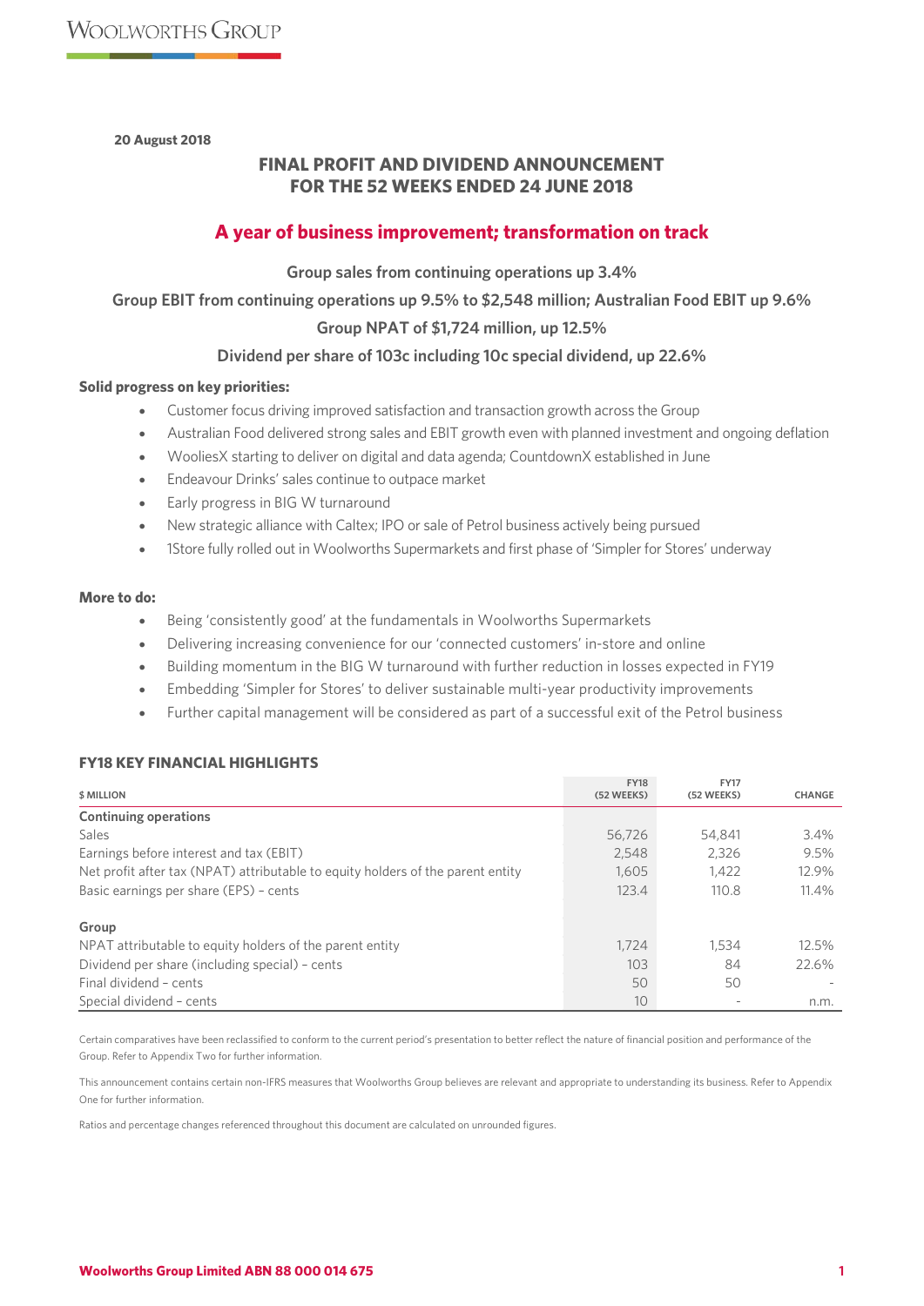**20 August 2018**

# FINAL PROFIT AND DIVIDEND ANNOUNCEMENT
# FOR THE 52 WEEKS ENDED 24 JUNE 2018

## A year of business improvement; transformation on track

**Group sales from continuing operations up 3.4%**

**Group EBIT from continuing operations up 9.5% to $2,548 million; Australian Food EBIT up 9.6%**

**Group NPAT of $1,724 million, up 12.5%**

**Dividend per share of 103c including 10c special dividend, up 22.6%**

**Solid progress on key priorities:**

- Customer focus driving improved satisfaction and transaction growth across the Group
- Australian Food delivered strong sales and EBIT growth even with planned investment and ongoing deflation
- WooliesX starting to deliver on digital and data agenda; CountdownX established in June
- Endeavour Drinks' sales continue to outpace market
- Early progress in BIG W turnaround
- New strategic alliance with Caltex; IPO or sale of Petrol business actively being pursued
- 1Store fully rolled out in Woolworths Supermarkets and first phase of 'Simpler for Stores' underway

**More to do:**

- Being 'consistently good' at the fundamentals in Woolworths Supermarkets
- Delivering increasing convenience for our 'connected customers' in-store and online
- Building momentum in the BIG W turnaround with further reduction in losses expected in FY19
- Embedding 'Simpler for Stores' to deliver sustainable multi-year productivity improvements
- Further capital management will be considered as part of a successful exit of the Petrol business

### FY18 KEY FINANCIAL HIGHLIGHTS

| $ MILLION | FY18 (52 WEEKS) | FY17 (52 WEEKS) | CHANGE |
|---|---|---|---|
| **Continuing operations** | | | |
| Sales | 56,726 | 54,841 | 3.4% |
| Earnings before interest and tax (EBIT) | 2,548 | 2,326 | 9.5% |
| Net profit after tax (NPAT) attributable to equity holders of the parent entity | 1,605 | 1,422 | 12.9% |
| Basic earnings per share (EPS) – cents | 123.4 | 110.8 | 11.4% |
| **Group** | | | |
| NPAT attributable to equity holders of the parent entity | 1,724 | 1,534 | 12.5% |
| Dividend per share (including special) – cents | 103 | 84 | 22.6% |
| Final dividend – cents | 50 | 50 | - |
| Special dividend – cents | 10 | - | n.m. |

Certain comparatives have been reclassified to conform to the current period's presentation to better reflect the nature of financial position and performance of the Group. Refer to Appendix Two for further information.

This announcement contains certain non-IFRS measures that Woolworths Group believes are relevant and appropriate to understanding its business. Refer to Appendix One for further information.

Ratios and percentage changes referenced throughout this document are calculated on unrounded figures.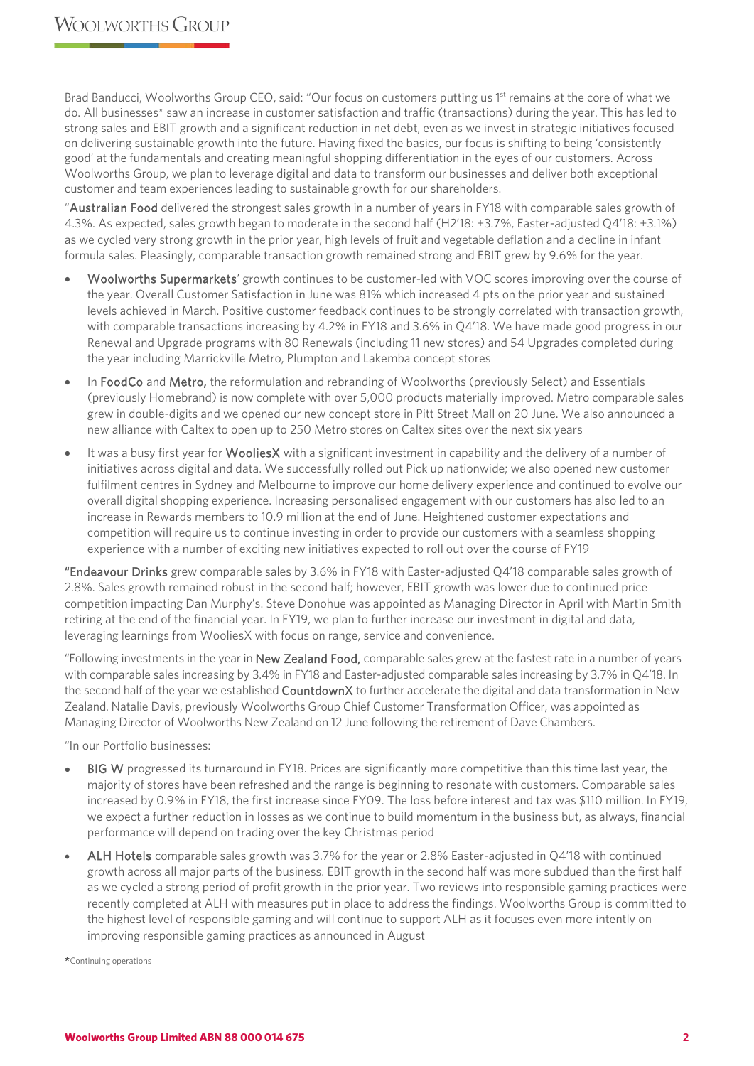Brad Banducci, Woolworths Group CEO, said: "Our focus on customers putting us 1st remains at the core of what we do. All businesses* saw an increase in customer satisfaction and traffic (transactions) during the year. This has led to strong sales and EBIT growth and a significant reduction in net debt, even as we invest in strategic initiatives focused on delivering sustainable growth into the future. Having fixed the basics, our focus is shifting to being 'consistently good' at the fundamentals and creating meaningful shopping differentiation in the eyes of our customers. Across Woolworths Group, we plan to leverage digital and data to transform our businesses and deliver both exceptional customer and team experiences leading to sustainable growth for our shareholders.

"**Australian Food** delivered the strongest sales growth in a number of years in FY18 with comparable sales growth of 4.3%. As expected, sales growth began to moderate in the second half (H2'18: +3.7%, Easter-adjusted Q4'18: +3.1%) as we cycled very strong growth in the prior year, high levels of fruit and vegetable deflation and a decline in infant formula sales. Pleasingly, comparable transaction growth remained strong and EBIT grew by 9.6% for the year.

- **Woolworths Supermarkets**' growth continues to be customer-led with VOC scores improving over the course of the year. Overall Customer Satisfaction in June was 81% which increased 4 pts on the prior year and sustained levels achieved in March. Positive customer feedback continues to be strongly correlated with transaction growth, with comparable transactions increasing by 4.2% in FY18 and 3.6% in Q4'18. We have made good progress in our Renewal and Upgrade programs with 80 Renewals (including 11 new stores) and 54 Upgrades completed during the year including Marrickville Metro, Plumpton and Lakemba concept stores
- In **FoodCo** and **Metro,** the reformulation and rebranding of Woolworths (previously Select) and Essentials (previously Homebrand) is now complete with over 5,000 products materially improved. Metro comparable sales grew in double-digits and we opened our new concept store in Pitt Street Mall on 20 June. We also announced a new alliance with Caltex to open up to 250 Metro stores on Caltex sites over the next six years
- It was a busy first year for **WooliesX** with a significant investment in capability and the delivery of a number of initiatives across digital and data. We successfully rolled out Pick up nationwide; we also opened new customer fulfilment centres in Sydney and Melbourne to improve our home delivery experience and continued to evolve our overall digital shopping experience. Increasing personalised engagement with our customers has also led to an increase in Rewards members to 10.9 million at the end of June. Heightened customer expectations and competition will require us to continue investing in order to provide our customers with a seamless shopping experience with a number of exciting new initiatives expected to roll out over the course of FY19

"**Endeavour Drinks** grew comparable sales by 3.6% in FY18 with Easter-adjusted Q4'18 comparable sales growth of 2.8%. Sales growth remained robust in the second half; however, EBIT growth was lower due to continued price competition impacting Dan Murphy's. Steve Donohue was appointed as Managing Director in April with Martin Smith retiring at the end of the financial year. In FY19, we plan to further increase our investment in digital and data, leveraging learnings from WooliesX with focus on range, service and convenience.

"Following investments in the year in **New Zealand Food,** comparable sales grew at the fastest rate in a number of years with comparable sales increasing by 3.4% in FY18 and Easter-adjusted comparable sales increasing by 3.7% in Q4'18. In the second half of the year we established **CountdownX** to further accelerate the digital and data transformation in New Zealand. Natalie Davis, previously Woolworths Group Chief Customer Transformation Officer, was appointed as Managing Director of Woolworths New Zealand on 12 June following the retirement of Dave Chambers.

"In our Portfolio businesses:

- **BIG W** progressed its turnaround in FY18. Prices are significantly more competitive than this time last year, the majority of stores have been refreshed and the range is beginning to resonate with customers. Comparable sales increased by 0.9% in FY18, the first increase since FY09. The loss before interest and tax was $110 million. In FY19, we expect a further reduction in losses as we continue to build momentum in the business but, as always, financial performance will depend on trading over the key Christmas period
- **ALH Hotels** comparable sales growth was 3.7% for the year or 2.8% Easter-adjusted in Q4'18 with continued growth across all major parts of the business. EBIT growth in the second half was more subdued than the first half as we cycled a strong period of profit growth in the prior year. Two reviews into responsible gaming practices were recently completed at ALH with measures put in place to address the findings. Woolworths Group is committed to the highest level of responsible gaming and will continue to support ALH as it focuses even more intently on improving responsible gaming practices as announced in August

*Continuing operations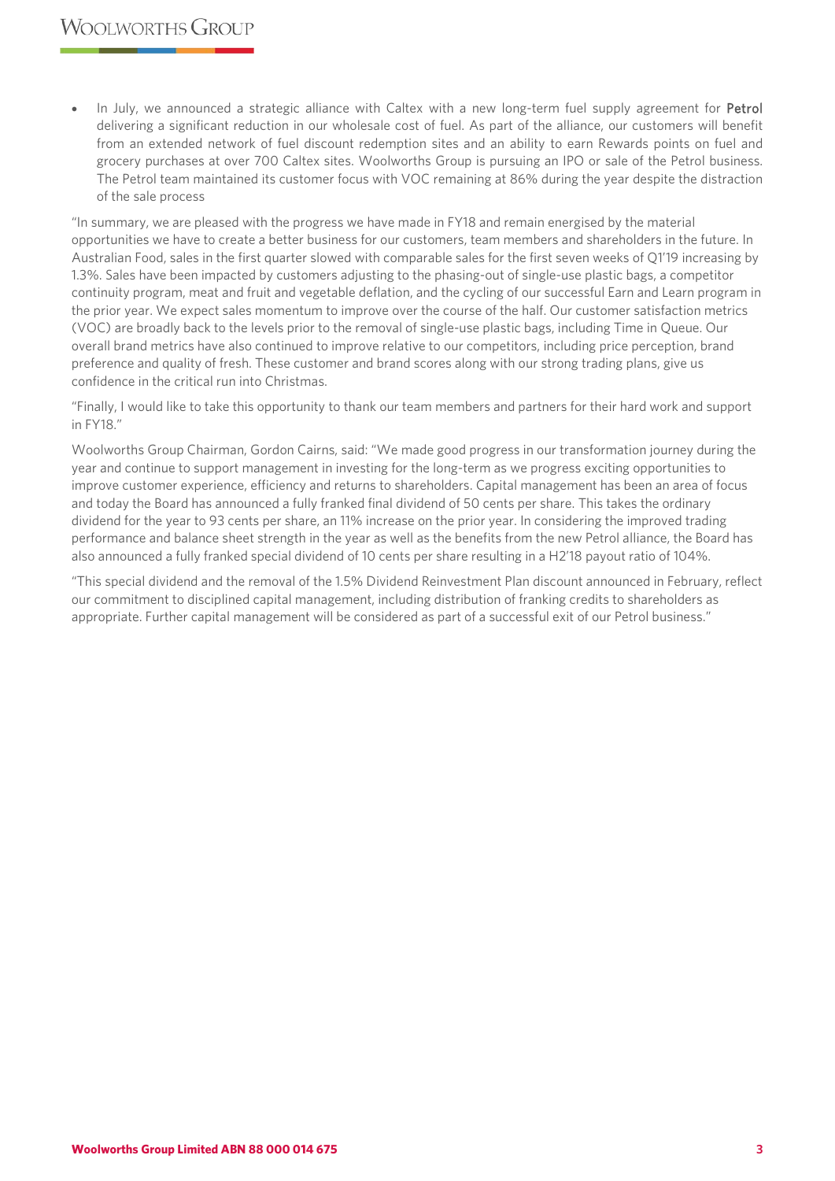- In July, we announced a strategic alliance with Caltex with a new long-term fuel supply agreement for **Petrol** delivering a significant reduction in our wholesale cost of fuel. As part of the alliance, our customers will benefit from an extended network of fuel discount redemption sites and an ability to earn Rewards points on fuel and grocery purchases at over 700 Caltex sites. Woolworths Group is pursuing an IPO or sale of the Petrol business. The Petrol team maintained its customer focus with VOC remaining at 86% during the year despite the distraction of the sale process

"In summary, we are pleased with the progress we have made in FY18 and remain energised by the material opportunities we have to create a better business for our customers, team members and shareholders in the future. In Australian Food, sales in the first quarter slowed with comparable sales for the first seven weeks of Q1'19 increasing by 1.3%. Sales have been impacted by customers adjusting to the phasing-out of single-use plastic bags, a competitor continuity program, meat and fruit and vegetable deflation, and the cycling of our successful Earn and Learn program in the prior year. We expect sales momentum to improve over the course of the half. Our customer satisfaction metrics (VOC) are broadly back to the levels prior to the removal of single-use plastic bags, including Time in Queue. Our overall brand metrics have also continued to improve relative to our competitors, including price perception, brand preference and quality of fresh. These customer and brand scores along with our strong trading plans, give us confidence in the critical run into Christmas.

"Finally, I would like to take this opportunity to thank our team members and partners for their hard work and support in FY18."

Woolworths Group Chairman, Gordon Cairns, said: "We made good progress in our transformation journey during the year and continue to support management in investing for the long-term as we progress exciting opportunities to improve customer experience, efficiency and returns to shareholders. Capital management has been an area of focus and today the Board has announced a fully franked final dividend of 50 cents per share. This takes the ordinary dividend for the year to 93 cents per share, an 11% increase on the prior year. In considering the improved trading performance and balance sheet strength in the year as well as the benefits from the new Petrol alliance, the Board has also announced a fully franked special dividend of 10 cents per share resulting in a H2'18 payout ratio of 104%.

"This special dividend and the removal of the 1.5% Dividend Reinvestment Plan discount announced in February, reflect our commitment to disciplined capital management, including distribution of franking credits to shareholders as appropriate. Further capital management will be considered as part of a successful exit of our Petrol business."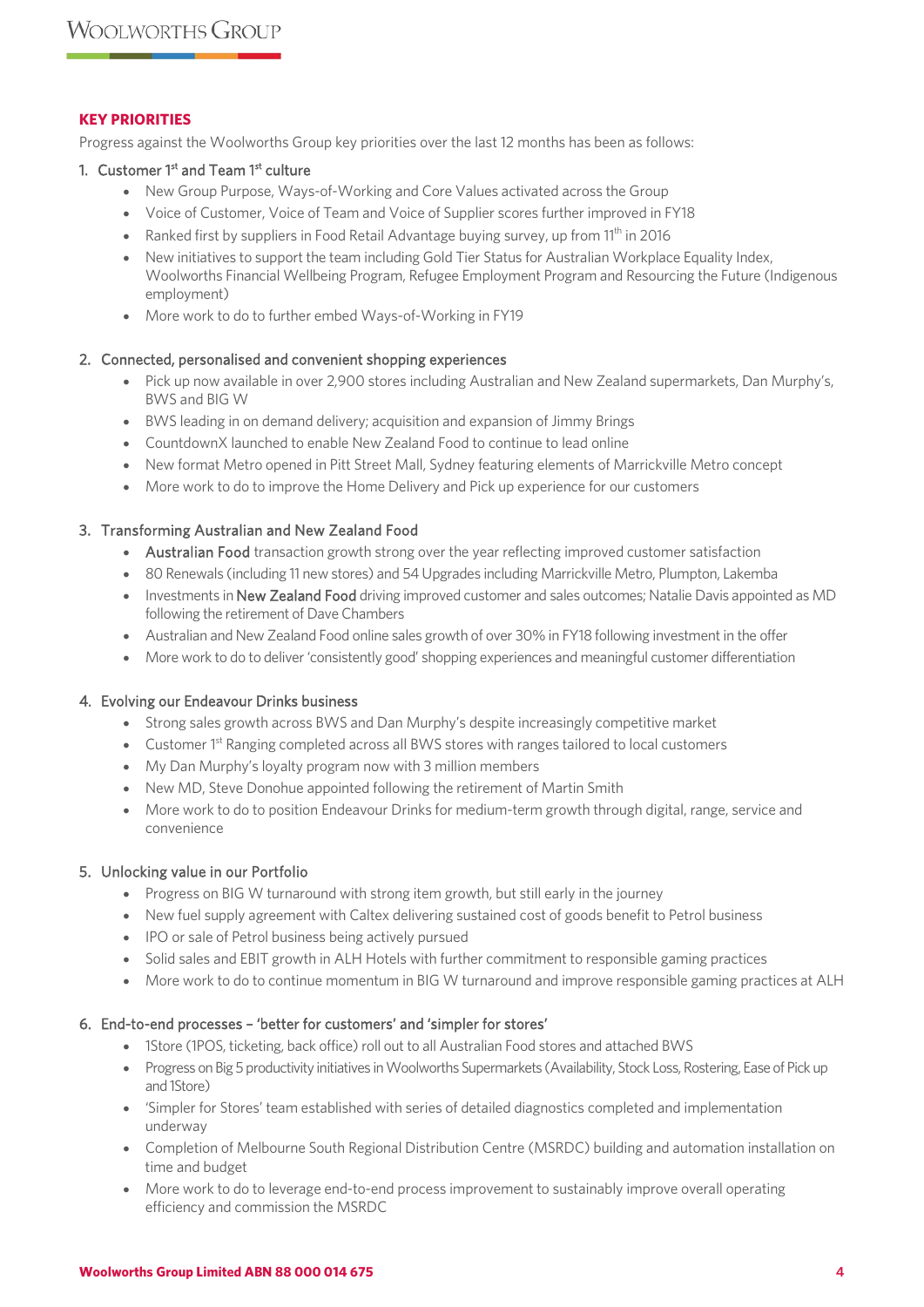## KEY PRIORITIES

Progress against the Woolworths Group key priorities over the last 12 months has been as follows:

1. Customer 1st and Team 1st culture
    - New Group Purpose, Ways-of-Working and Core Values activated across the Group
    - Voice of Customer, Voice of Team and Voice of Supplier scores further improved in FY18
    - Ranked first by suppliers in Food Retail Advantage buying survey, up from 11th in 2016
    - New initiatives to support the team including Gold Tier Status for Australian Workplace Equality Index, Woolworths Financial Wellbeing Program, Refugee Employment Program and Resourcing the Future (Indigenous employment)
    - More work to do to further embed Ways-of-Working in FY19

2. Connected, personalised and convenient shopping experiences
    - Pick up now available in over 2,900 stores including Australian and New Zealand supermarkets, Dan Murphy's, BWS and BIG W
    - BWS leading in on demand delivery; acquisition and expansion of Jimmy Brings
    - CountdownX launched to enable New Zealand Food to continue to lead online
    - New format Metro opened in Pitt Street Mall, Sydney featuring elements of Marrickville Metro concept
    - More work to do to improve the Home Delivery and Pick up experience for our customers

3. Transforming Australian and New Zealand Food
    - Australian Food transaction growth strong over the year reflecting improved customer satisfaction
    - 80 Renewals (including 11 new stores) and 54 Upgrades including Marrickville Metro, Plumpton, Lakemba
    - Investments in New Zealand Food driving improved customer and sales outcomes; Natalie Davis appointed as MD following the retirement of Dave Chambers
    - Australian and New Zealand Food online sales growth of over 30% in FY18 following investment in the offer
    - More work to do to deliver 'consistently good' shopping experiences and meaningful customer differentiation

4. Evolving our Endeavour Drinks business
    - Strong sales growth across BWS and Dan Murphy's despite increasingly competitive market
    - Customer 1st Ranging completed across all BWS stores with ranges tailored to local customers
    - My Dan Murphy's loyalty program now with 3 million members
    - New MD, Steve Donohue appointed following the retirement of Martin Smith
    - More work to do to position Endeavour Drinks for medium-term growth through digital, range, service and convenience

5. Unlocking value in our Portfolio
    - Progress on BIG W turnaround with strong item growth, but still early in the journey
    - New fuel supply agreement with Caltex delivering sustained cost of goods benefit to Petrol business
    - IPO or sale of Petrol business being actively pursued
    - Solid sales and EBIT growth in ALH Hotels with further commitment to responsible gaming practices
    - More work to do to continue momentum in BIG W turnaround and improve responsible gaming practices at ALH

6. End-to-end processes – 'better for customers' and 'simpler for stores'
    - 1Store (1POS, ticketing, back office) roll out to all Australian Food stores and attached BWS
    - Progress on Big 5 productivity initiatives in Woolworths Supermarkets (Availability, Stock Loss, Rostering, Ease of Pick up and 1Store)
    - 'Simpler for Stores' team established with series of detailed diagnostics completed and implementation underway
    - Completion of Melbourne South Regional Distribution Centre (MSRDC) building and automation installation on time and budget
    - More work to do to leverage end-to-end process improvement to sustainably improve overall operating efficiency and commission the MSRDC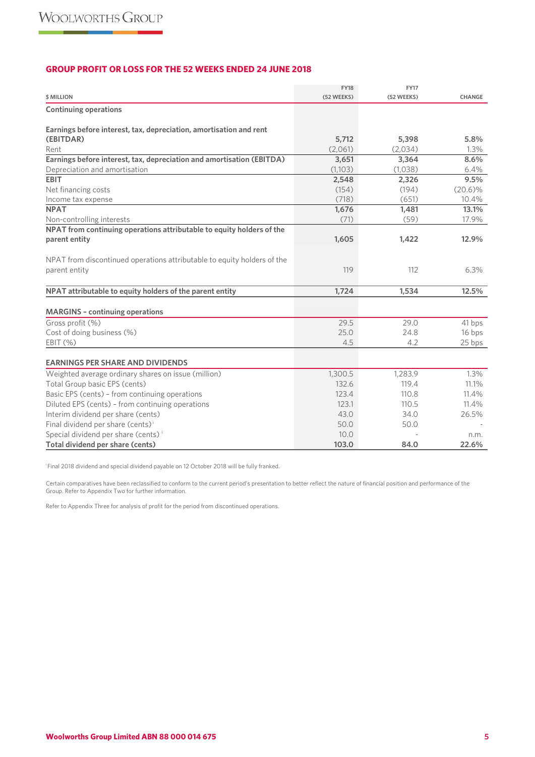## GROUP PROFIT OR LOSS FOR THE 52 WEEKS ENDED 24 JUNE 2018

| $ MILLION | FY18 (52 WEEKS) | FY17 (52 WEEKS) | CHANGE |
|---|---|---|---|
| **Continuing operations** | | | |
| **Earnings before interest, tax, depreciation, amortisation and rent (EBITDAR)** | **5,712** | **5,398** | **5.8%** |
| Rent | (2,061) | (2,034) | 1.3% |
| **Earnings before interest, tax, depreciation and amortisation (EBITDA)** | **3,651** | **3,364** | **8.6%** |
| Depreciation and amortisation | (1,103) | (1,038) | 6.4% |
| **EBIT** | **2,548** | **2,326** | **9.5%** |
| Net financing costs | (154) | (194) | (20.6)% |
| Income tax expense | (718) | (651) | 10.4% |
| **NPAT** | **1,676** | **1,481** | **13.1%** |
| Non-controlling interests | (71) | (59) | 17.9% |
| **NPAT from continuing operations attributable to equity holders of the parent entity** | **1,605** | **1,422** | **12.9%** |
| NPAT from discontinued operations attributable to equity holders of the parent entity | 119 | 112 | 6.3% |
| **NPAT attributable to equity holders of the parent entity** | **1,724** | **1,534** | **12.5%** |
| **MARGINS – continuing operations** | | | |
| Gross profit (%) | 29.5 | 29.0 | 41 bps |
| Cost of doing business (%) | 25.0 | 24.8 | 16 bps |
| EBIT (%) | 4.5 | 4.2 | 25 bps |
| **EARNINGS PER SHARE AND DIVIDENDS** | | | |
| Weighted average ordinary shares on issue (million) | 1,300.5 | 1,283.9 | 1.3% |
| Total Group basic EPS (cents) | 132.6 | 119.4 | 11.1% |
| Basic EPS (cents) – from continuing operations | 123.4 | 110.8 | 11.4% |
| Diluted EPS (cents) – from continuing operations | 123.1 | 110.5 | 11.4% |
| Interim dividend per share (cents) | 43.0 | 34.0 | 26.5% |
| Final dividend per share (cents) [i] | 50.0 | 50.0 | - |
| Special dividend per share (cents) [i] | 10.0 | - | n.m. |
| **Total dividend per share (cents)** | **103.0** | **84.0** | **22.6%** |

[i] Final 2018 dividend and special dividend payable on 12 October 2018 will be fully franked.

Certain comparatives have been reclassified to conform to the current period's presentation to better reflect the nature of financial position and performance of the Group. Refer to Appendix Two for further information.

Refer to Appendix Three for analysis of profit for the period from discontinued operations.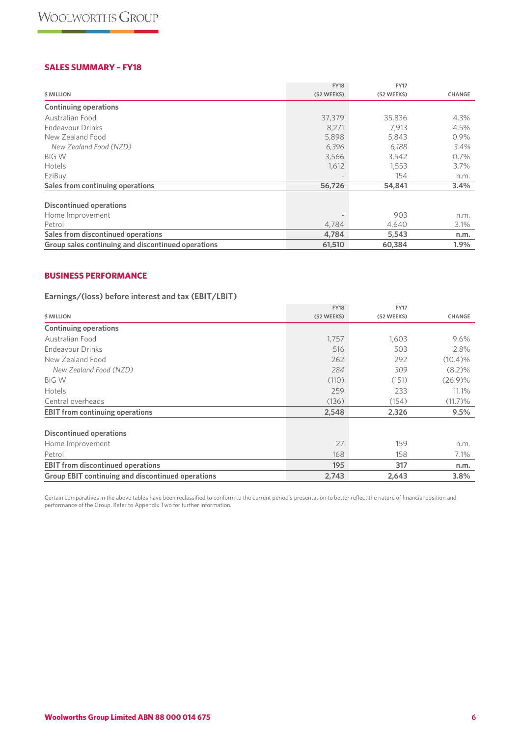## SALES SUMMARY – FY18

| $ MILLION | FY18 (52 WEEKS) | FY17 (52 WEEKS) | CHANGE |
|---|---|---|---|
| **Continuing operations** | | | |
| Australian Food | 37,379 | 35,836 | 4.3% |
| Endeavour Drinks | 8,271 | 7,913 | 4.5% |
| New Zealand Food | 5,898 | 5,843 | 0.9% |
| *New Zealand Food (NZD)* | *6,396* | *6,188* | *3.4%* |
| BIG W | 3,566 | 3,542 | 0.7% |
| Hotels | 1,612 | 1,553 | 3.7% |
| EziBuy | – | 154 | n.m. |
| **Sales from continuing operations** | **56,726** | **54,841** | **3.4%** |
| | | | |
| **Discontinued operations** | | | |
| Home Improvement | – | 903 | n.m. |
| Petrol | 4,784 | 4,640 | 3.1% |
| **Sales from discontinued operations** | **4,784** | **5,543** | **n.m.** |
| **Group sales continuing and discontinued operations** | **61,510** | **60,384** | **1.9%** |

## BUSINESS PERFORMANCE

### Earnings/(loss) before interest and tax (EBIT/LBIT)

| $ MILLION | FY18 (52 WEEKS) | FY17 (52 WEEKS) | CHANGE |
|---|---|---|---|
| **Continuing operations** | | | |
| Australian Food | 1,757 | 1,603 | 9.6% |
| Endeavour Drinks | 516 | 503 | 2.8% |
| New Zealand Food | 262 | 292 | (10.4)% |
| *New Zealand Food (NZD)* | *284* | *309* | *(8.2)%* |
| BIG W | (110) | (151) | (26.9)% |
| Hotels | 259 | 233 | 11.1% |
| Central overheads | (136) | (154) | (11.7)% |
| **EBIT from continuing operations** | **2,548** | **2,326** | **9.5%** |
| | | | |
| **Discontinued operations** | | | |
| Home Improvement | 27 | 159 | n.m. |
| Petrol | 168 | 158 | 7.1% |
| **EBIT from discontinued operations** | **195** | **317** | **n.m.** |
| **Group EBIT continuing and discontinued operations** | **2,743** | **2,643** | **3.8%** |

Certain comparatives in the above tables have been reclassified to conform to the current period's presentation to better reflect the nature of financial position and performance of the Group. Refer to Appendix Two for further information.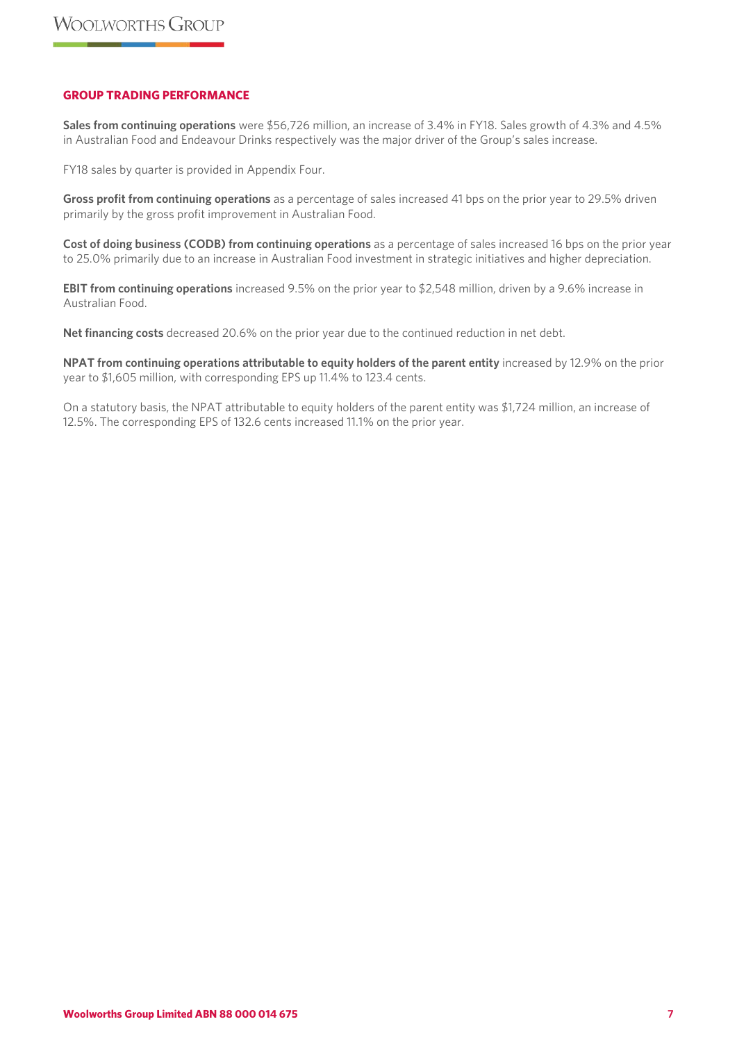## GROUP TRADING PERFORMANCE

**Sales from continuing operations** were $56,726 million, an increase of 3.4% in FY18. Sales growth of 4.3% and 4.5% in Australian Food and Endeavour Drinks respectively was the major driver of the Group's sales increase.

FY18 sales by quarter is provided in Appendix Four.

**Gross profit from continuing operations** as a percentage of sales increased 41 bps on the prior year to 29.5% driven primarily by the gross profit improvement in Australian Food.

**Cost of doing business (CODB) from continuing operations** as a percentage of sales increased 16 bps on the prior year to 25.0% primarily due to an increase in Australian Food investment in strategic initiatives and higher depreciation.

**EBIT from continuing operations** increased 9.5% on the prior year to $2,548 million, driven by a 9.6% increase in Australian Food.

**Net financing costs** decreased 20.6% on the prior year due to the continued reduction in net debt.

**NPAT from continuing operations attributable to equity holders of the parent entity** increased by 12.9% on the prior year to $1,605 million, with corresponding EPS up 11.4% to 123.4 cents.

On a statutory basis, the NPAT attributable to equity holders of the parent entity was $1,724 million, an increase of 12.5%. The corresponding EPS of 132.6 cents increased 11.1% on the prior year.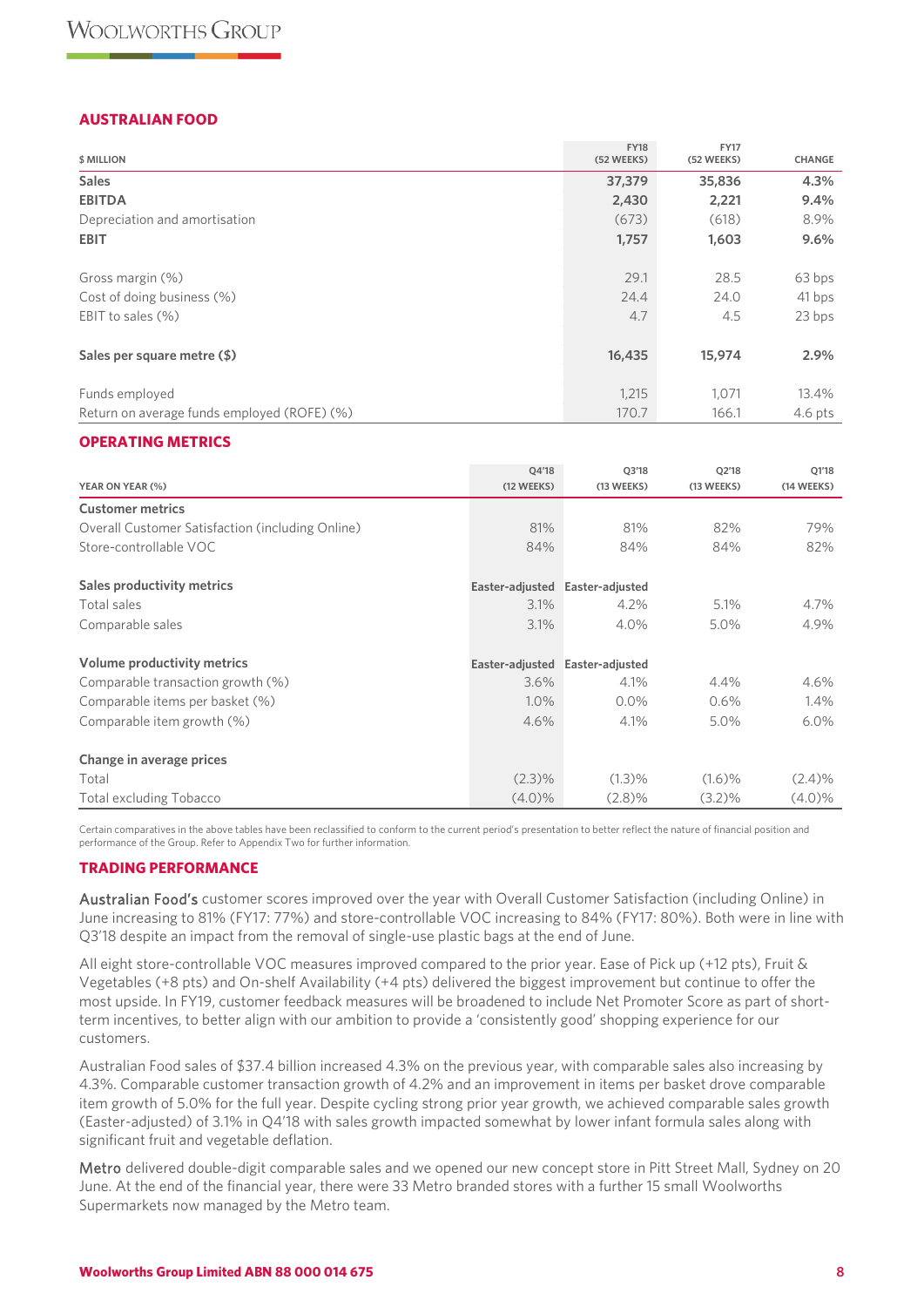## AUSTRALIAN FOOD

| $ MILLION | FY18 (52 WEEKS) | FY17 (52 WEEKS) | CHANGE |
|---|---|---|---|
| **Sales** | **37,379** | **35,836** | **4.3%** |
| **EBITDA** | **2,430** | **2,221** | **9.4%** |
| Depreciation and amortisation | (673) | (618) | 8.9% |
| **EBIT** | **1,757** | **1,603** | **9.6%** |
| | | | |
| Gross margin (%) | 29.1 | 28.5 | 63 bps |
| Cost of doing business (%) | 24.4 | 24.0 | 41 bps |
| EBIT to sales (%) | 4.7 | 4.5 | 23 bps |
| | | | |
| **Sales per square metre ($)** | **16,435** | **15,974** | **2.9%** |
| | | | |
| Funds employed | 1,215 | 1,071 | 13.4% |
| Return on average funds employed (ROFE) (%) | 170.7 | 166.1 | 4.6 pts |

## OPERATING METRICS

| YEAR ON YEAR (%) | Q4'18 (12 WEEKS) | Q3'18 (13 WEEKS) | Q2'18 (13 WEEKS) | Q1'18 (14 WEEKS) |
|---|---|---|---|---|
| **Customer metrics** | | | | |
| Overall Customer Satisfaction (including Online) | 81% | 81% | 82% | 79% |
| Store-controllable VOC | 84% | 84% | 84% | 82% |
| | | | | |
| **Sales productivity metrics** | **Easter-adjusted** | **Easter-adjusted** | | |
| Total sales | 3.1% | 4.2% | 5.1% | 4.7% |
| Comparable sales | 3.1% | 4.0% | 5.0% | 4.9% |
| | | | | |
| **Volume productivity metrics** | **Easter-adjusted** | **Easter-adjusted** | | |
| Comparable transaction growth (%) | 3.6% | 4.1% | 4.4% | 4.6% |
| Comparable items per basket (%) | 1.0% | 0.0% | 0.6% | 1.4% |
| Comparable item growth (%) | 4.6% | 4.1% | 5.0% | 6.0% |
| | | | | |
| **Change in average prices** | | | | |
| Total | (2.3)% | (1.3)% | (1.6)% | (2.4)% |
| Total excluding Tobacco | (4.0)% | (2.8)% | (3.2)% | (4.0)% |

Certain comparatives in the above tables have been reclassified to conform to the current period's presentation to better reflect the nature of financial position and performance of the Group. Refer to Appendix Two for further information.

## TRADING PERFORMANCE

**Australian Food's** customer scores improved over the year with Overall Customer Satisfaction (including Online) in June increasing to 81% (FY17: 77%) and store-controllable VOC increasing to 84% (FY17: 80%). Both were in line with Q3'18 despite an impact from the removal of single-use plastic bags at the end of June.

All eight store-controllable VOC measures improved compared to the prior year. Ease of Pick up (+12 pts), Fruit & Vegetables (+8 pts) and On-shelf Availability (+4 pts) delivered the biggest improvement but continue to offer the most upside. In FY19, customer feedback measures will be broadened to include Net Promoter Score as part of short-term incentives, to better align with our ambition to provide a 'consistently good' shopping experience for our customers.

Australian Food sales of $37.4 billion increased 4.3% on the previous year, with comparable sales also increasing by 4.3%. Comparable customer transaction growth of 4.2% and an improvement in items per basket drove comparable item growth of 5.0% for the full year. Despite cycling strong prior year growth, we achieved comparable sales growth (Easter-adjusted) of 3.1% in Q4'18 with sales growth impacted somewhat by lower infant formula sales along with significant fruit and vegetable deflation.

**Metro** delivered double-digit comparable sales and we opened our new concept store in Pitt Street Mall, Sydney on 20 June. At the end of the financial year, there were 33 Metro branded stores with a further 15 small Woolworths Supermarkets now managed by the Metro team.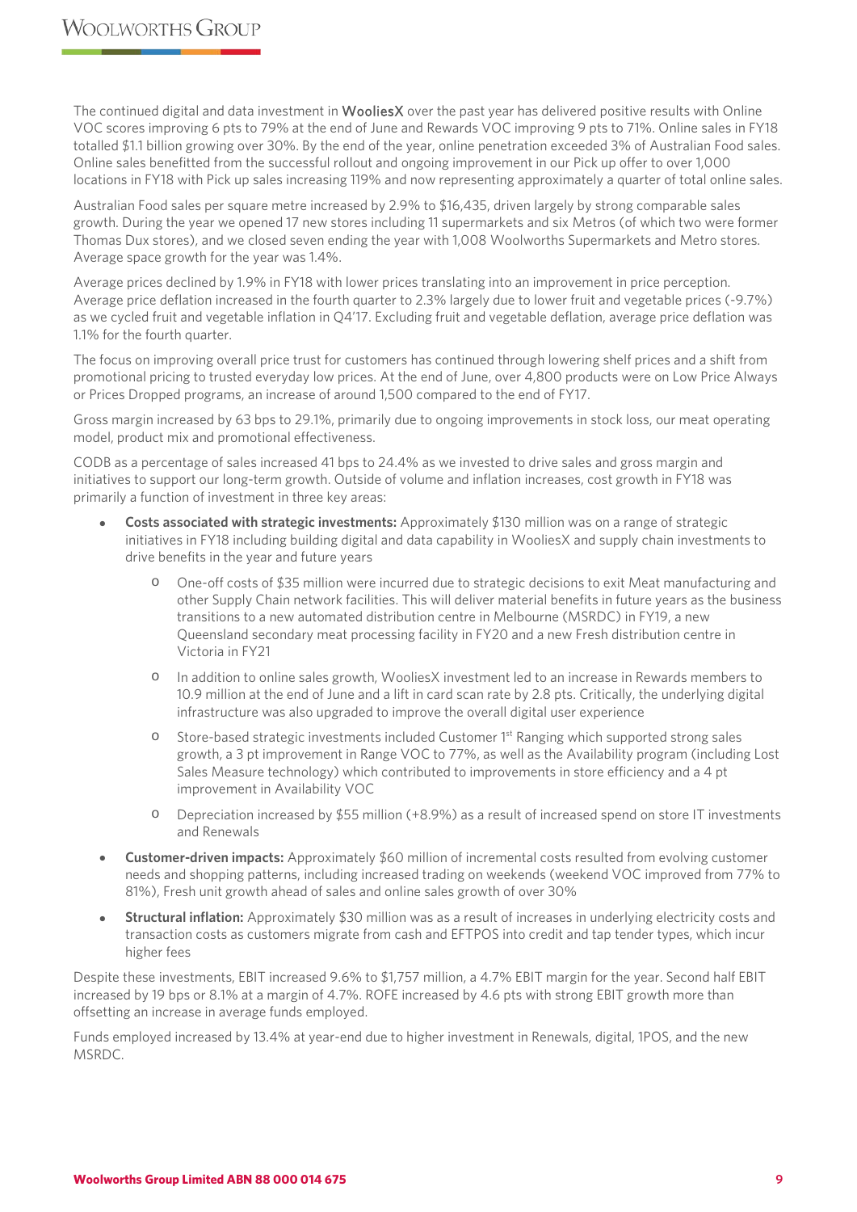The continued digital and data investment in WooliesX over the past year has delivered positive results with Online VOC scores improving 6 pts to 79% at the end of June and Rewards VOC improving 9 pts to 71%. Online sales in FY18 totalled $1.1 billion growing over 30%. By the end of the year, online penetration exceeded 3% of Australian Food sales. Online sales benefitted from the successful rollout and ongoing improvement in our Pick up offer to over 1,000 locations in FY18 with Pick up sales increasing 119% and now representing approximately a quarter of total online sales.

Australian Food sales per square metre increased by 2.9% to $16,435, driven largely by strong comparable sales growth. During the year we opened 17 new stores including 11 supermarkets and six Metros (of which two were former Thomas Dux stores), and we closed seven ending the year with 1,008 Woolworths Supermarkets and Metro stores. Average space growth for the year was 1.4%.

Average prices declined by 1.9% in FY18 with lower prices translating into an improvement in price perception. Average price deflation increased in the fourth quarter to 2.3% largely due to lower fruit and vegetable prices (-9.7%) as we cycled fruit and vegetable inflation in Q4'17. Excluding fruit and vegetable deflation, average price deflation was 1.1% for the fourth quarter.

The focus on improving overall price trust for customers has continued through lowering shelf prices and a shift from promotional pricing to trusted everyday low prices. At the end of June, over 4,800 products were on Low Price Always or Prices Dropped programs, an increase of around 1,500 compared to the end of FY17.

Gross margin increased by 63 bps to 29.1%, primarily due to ongoing improvements in stock loss, our meat operating model, product mix and promotional effectiveness.

CODB as a percentage of sales increased 41 bps to 24.4% as we invested to drive sales and gross margin and initiatives to support our long-term growth. Outside of volume and inflation increases, cost growth in FY18 was primarily a function of investment in three key areas:

- **Costs associated with strategic investments:** Approximately $130 million was on a range of strategic initiatives in FY18 including building digital and data capability in WooliesX and supply chain investments to drive benefits in the year and future years
  - One-off costs of $35 million were incurred due to strategic decisions to exit Meat manufacturing and other Supply Chain network facilities. This will deliver material benefits in future years as the business transitions to a new automated distribution centre in Melbourne (MSRDC) in FY19, a new Queensland secondary meat processing facility in FY20 and a new Fresh distribution centre in Victoria in FY21
  - In addition to online sales growth, WooliesX investment led to an increase in Rewards members to 10.9 million at the end of June and a lift in card scan rate by 2.8 pts. Critically, the underlying digital infrastructure was also upgraded to improve the overall digital user experience
  - Store-based strategic investments included Customer 1st Ranging which supported strong sales growth, a 3 pt improvement in Range VOC to 77%, as well as the Availability program (including Lost Sales Measure technology) which contributed to improvements in store efficiency and a 4 pt improvement in Availability VOC
  - Depreciation increased by $55 million (+8.9%) as a result of increased spend on store IT investments and Renewals
- **Customer-driven impacts:** Approximately $60 million of incremental costs resulted from evolving customer needs and shopping patterns, including increased trading on weekends (weekend VOC improved from 77% to 81%), Fresh unit growth ahead of sales and online sales growth of over 30%
- **Structural inflation:** Approximately $30 million was as a result of increases in underlying electricity costs and transaction costs as customers migrate from cash and EFTPOS into credit and tap tender types, which incur higher fees

Despite these investments, EBIT increased 9.6% to $1,757 million, a 4.7% EBIT margin for the year. Second half EBIT increased by 19 bps or 8.1% at a margin of 4.7%. ROFE increased by 4.6 pts with strong EBIT growth more than offsetting an increase in average funds employed.

Funds employed increased by 13.4% at year-end due to higher investment in Renewals, digital, 1POS, and the new MSRDC.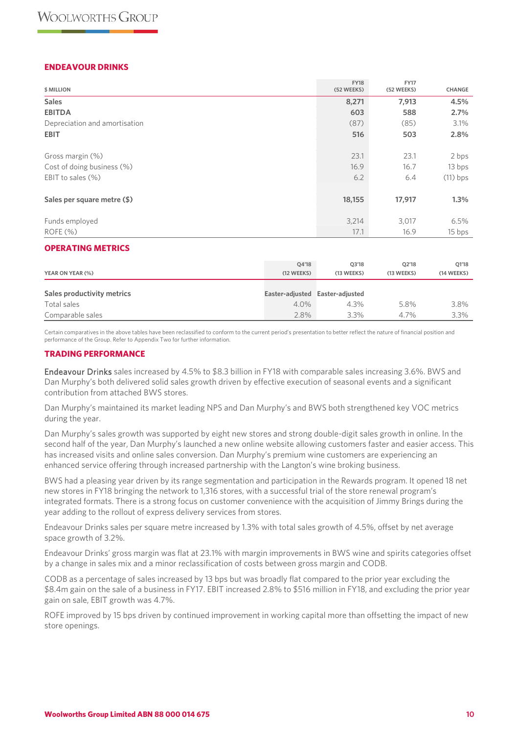## ENDEAVOUR DRINKS

| $ MILLION | FY18 (52 WEEKS) | FY17 (52 WEEKS) | CHANGE |
|---|---|---|---|
| **Sales** | **8,271** | **7,913** | **4.5%** |
| **EBITDA** | **603** | **588** | **2.7%** |
| Depreciation and amortisation | (87) | (85) | 3.1% |
| **EBIT** | **516** | **503** | **2.8%** |
| | | | |
| Gross margin (%) | 23.1 | 23.1 | 2 bps |
| Cost of doing business (%) | 16.9 | 16.7 | 13 bps |
| EBIT to sales (%) | 6.2 | 6.4 | (11) bps |
| | | | |
| **Sales per square metre ($)** | **18,155** | **17,917** | **1.3%** |
| | | | |
| Funds employed | 3,214 | 3,017 | 6.5% |
| ROFE (%) | 17.1 | 16.9 | 15 bps |

## OPERATING METRICS

| YEAR ON YEAR (%) | Q4'18 (12 WEEKS) | Q3'18 (13 WEEKS) | Q2'18 (13 WEEKS) | Q1'18 (14 WEEKS) |
|---|---|---|---|---|
| **Sales productivity metrics** | Easter-adjusted | Easter-adjusted | | |
| Total sales | 4.0% | 4.3% | 5.8% | 3.8% |
| Comparable sales | 2.8% | 3.3% | 4.7% | 3.3% |

Certain comparatives in the above tables have been reclassified to conform to the current period's presentation to better reflect the nature of financial position and performance of the Group. Refer to Appendix Two for further information.

## TRADING PERFORMANCE

Endeavour Drinks sales increased by 4.5% to $8.3 billion in FY18 with comparable sales increasing 3.6%. BWS and Dan Murphy's both delivered solid sales growth driven by effective execution of seasonal events and a significant contribution from attached BWS stores.

Dan Murphy's maintained its market leading NPS and Dan Murphy's and BWS both strengthened key VOC metrics during the year.

Dan Murphy's sales growth was supported by eight new stores and strong double-digit sales growth in online. In the second half of the year, Dan Murphy's launched a new online website allowing customers faster and easier access. This has increased visits and online sales conversion. Dan Murphy's premium wine customers are experiencing an enhanced service offering through increased partnership with the Langton's wine broking business.

BWS had a pleasing year driven by its range segmentation and participation in the Rewards program. It opened 18 net new stores in FY18 bringing the network to 1,316 stores, with a successful trial of the store renewal program's integrated formats. There is a strong focus on customer convenience with the acquisition of Jimmy Brings during the year adding to the rollout of express delivery services from stores.

Endeavour Drinks sales per square metre increased by 1.3% with total sales growth of 4.5%, offset by net average space growth of 3.2%.

Endeavour Drinks' gross margin was flat at 23.1% with margin improvements in BWS wine and spirits categories offset by a change in sales mix and a minor reclassification of costs between gross margin and CODB.

CODB as a percentage of sales increased by 13 bps but was broadly flat compared to the prior year excluding the $8.4m gain on the sale of a business in FY17. EBIT increased 2.8% to $516 million in FY18, and excluding the prior year gain on sale, EBIT growth was 4.7%.

ROFE improved by 15 bps driven by continued improvement in working capital more than offsetting the impact of new store openings.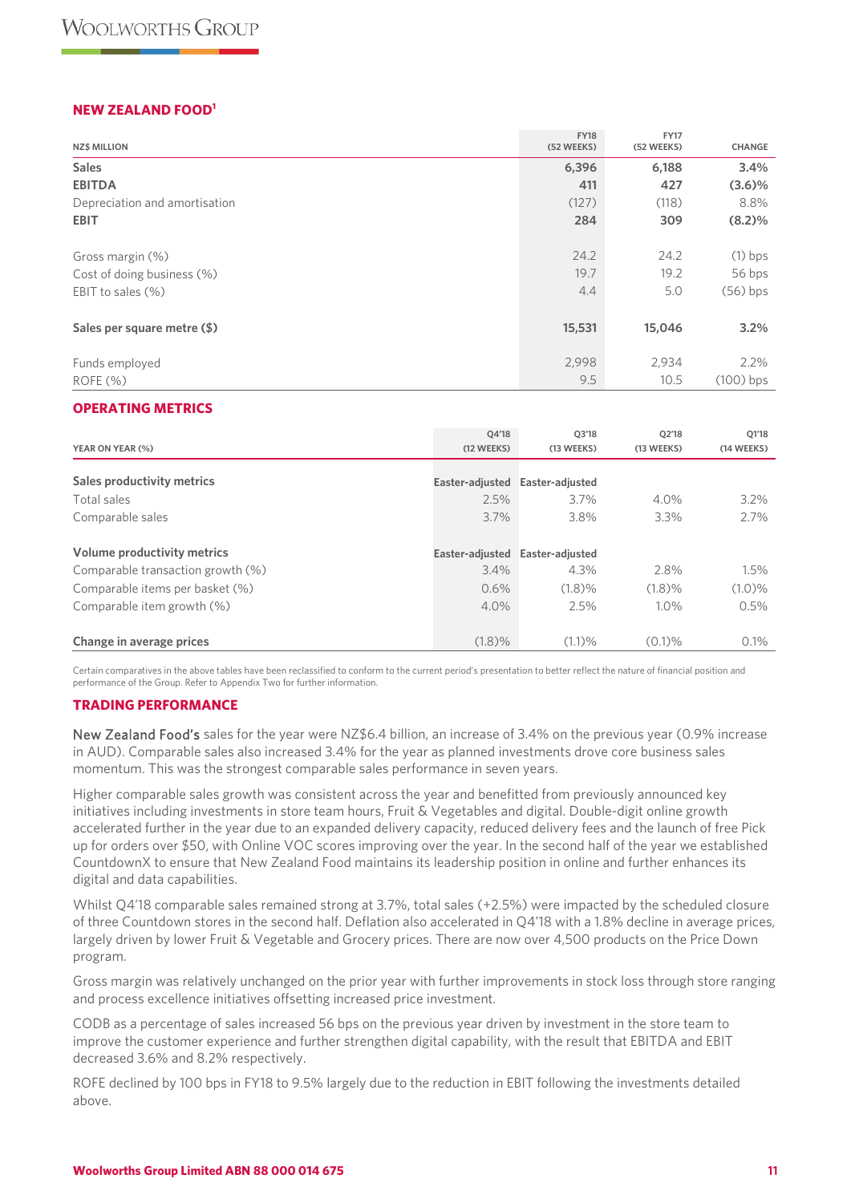## NEW ZEALAND FOOD[1]

| NZ$ MILLION | FY18 (52 WEEKS) | FY17 (52 WEEKS) | CHANGE |
|---|---|---|---|
| **Sales** | **6,396** | **6,188** | **3.4%** |
| **EBITDA** | **411** | **427** | **(3.6)%** |
| Depreciation and amortisation | (127) | (118) | 8.8% |
| **EBIT** | **284** | **309** | **(8.2)%** |
| | | | |
| Gross margin (%) | 24.2 | 24.2 | (1) bps |
| Cost of doing business (%) | 19.7 | 19.2 | 56 bps |
| EBIT to sales (%) | 4.4 | 5.0 | (56) bps |
| | | | |
| **Sales per square metre ($)** | **15,531** | **15,046** | **3.2%** |
| | | | |
| Funds employed | 2,998 | 2,934 | 2.2% |
| ROFE (%) | 9.5 | 10.5 | (100) bps |

## OPERATING METRICS

| YEAR ON YEAR (%) | Q4'18 (12 WEEKS) | Q3'18 (13 WEEKS) | Q2'18 (13 WEEKS) | Q1'18 (14 WEEKS) |
|---|---|---|---|---|
| **Sales productivity metrics** | Easter-adjusted | Easter-adjusted | | |
| Total sales | 2.5% | 3.7% | 4.0% | 3.2% |
| Comparable sales | 3.7% | 3.8% | 3.3% | 2.7% |
| | | | | |
| **Volume productivity metrics** | Easter-adjusted | Easter-adjusted | | |
| Comparable transaction growth (%) | 3.4% | 4.3% | 2.8% | 1.5% |
| Comparable items per basket (%) | 0.6% | (1.8)% | (1.8)% | (1.0)% |
| Comparable item growth (%) | 4.0% | 2.5% | 1.0% | 0.5% |
| | | | | |
| **Change in average prices** | (1.8)% | (1.1)% | (0.1)% | 0.1% |

Certain comparatives in the above tables have been reclassified to conform to the current period's presentation to better reflect the nature of financial position and performance of the Group. Refer to Appendix Two for further information.

## TRADING PERFORMANCE

New Zealand Food's sales for the year were NZ$6.4 billion, an increase of 3.4% on the previous year (0.9% increase in AUD). Comparable sales also increased 3.4% for the year as planned investments drove core business sales momentum. This was the strongest comparable sales performance in seven years.

Higher comparable sales growth was consistent across the year and benefitted from previously announced key initiatives including investments in store team hours, Fruit & Vegetables and digital. Double-digit online growth accelerated further in the year due to an expanded delivery capacity, reduced delivery fees and the launch of free Pick up for orders over $50, with Online VOC scores improving over the year. In the second half of the year we established CountdownX to ensure that New Zealand Food maintains its leadership position in online and further enhances its digital and data capabilities.

Whilst Q4'18 comparable sales remained strong at 3.7%, total sales (+2.5%) were impacted by the scheduled closure of three Countdown stores in the second half. Deflation also accelerated in Q4'18 with a 1.8% decline in average prices, largely driven by lower Fruit & Vegetable and Grocery prices. There are now over 4,500 products on the Price Down program.

Gross margin was relatively unchanged on the prior year with further improvements in stock loss through store ranging and process excellence initiatives offsetting increased price investment.

CODB as a percentage of sales increased 56 bps on the previous year driven by investment in the store team to improve the customer experience and further strengthen digital capability, with the result that EBITDA and EBIT decreased 3.6% and 8.2% respectively.

ROFE declined by 100 bps in FY18 to 9.5% largely due to the reduction in EBIT following the investments detailed above.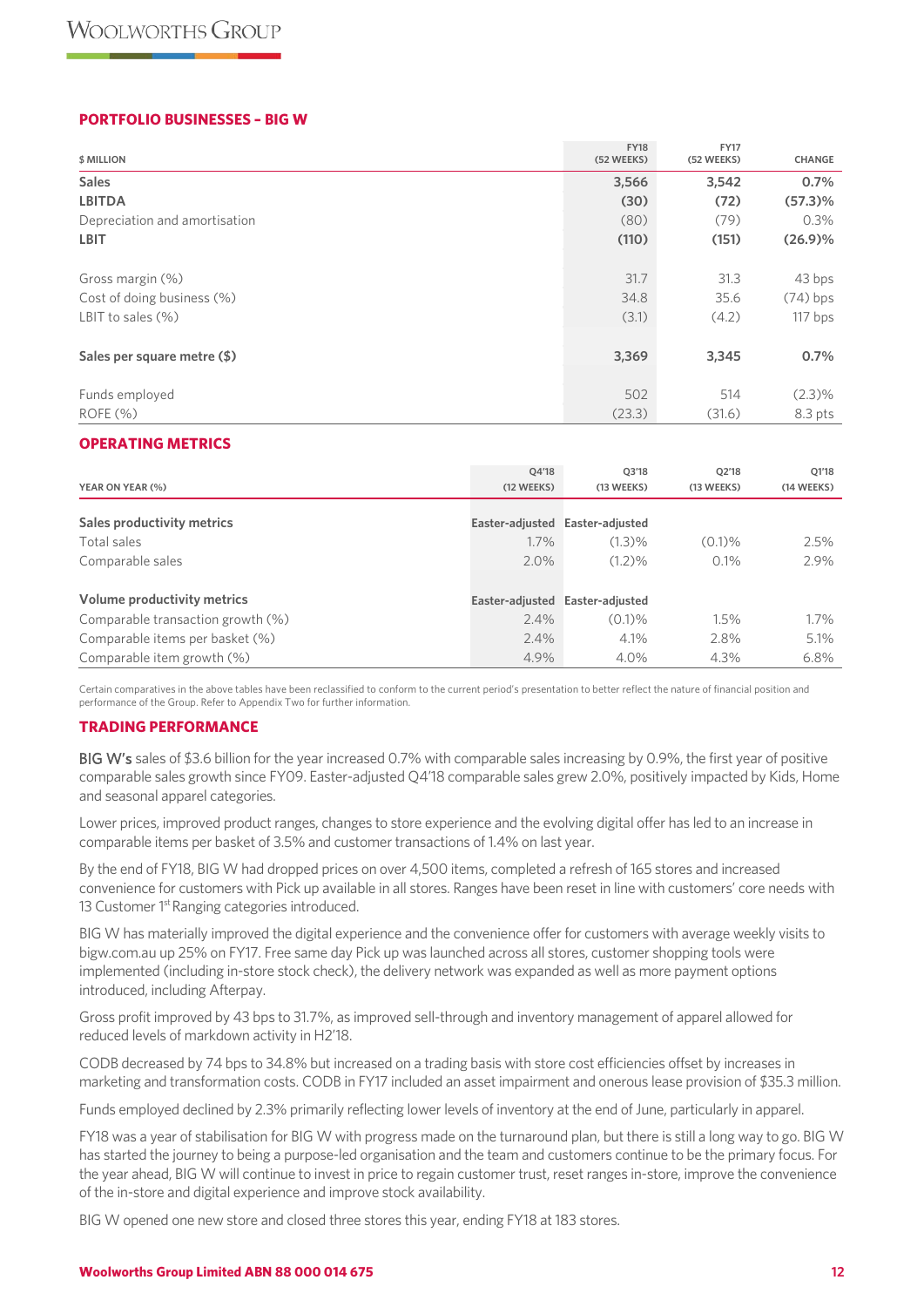## PORTFOLIO BUSINESSES – BIG W

| $ MILLION | FY18 (52 WEEKS) | FY17 (52 WEEKS) | CHANGE |
|---|---|---|---|
| **Sales** | **3,566** | **3,542** | **0.7%** |
| **LBITDA** | **(30)** | **(72)** | **(57.3)%** |
| Depreciation and amortisation | (80) | (79) | 0.3% |
| **LBIT** | **(110)** | **(151)** | **(26.9)%** |
| Gross margin (%) | 31.7 | 31.3 | 43 bps |
| Cost of doing business (%) | 34.8 | 35.6 | (74) bps |
| LBIT to sales (%) | (3.1) | (4.2) | 117 bps |
| **Sales per square metre ($)** | **3,369** | **3,345** | **0.7%** |
| Funds employed | 502 | 514 | (2.3)% |
| ROFE (%) | (23.3) | (31.6) | 8.3 pts |

## OPERATING METRICS

| YEAR ON YEAR (%) | Q4'18 (12 WEEKS) | Q3'18 (13 WEEKS) | Q2'18 (13 WEEKS) | Q1'18 (14 WEEKS) |
|---|---|---|---|---|
| **Sales productivity metrics** | Easter-adjusted | Easter-adjusted | | |
| Total sales | 1.7% | (1.3)% | (0.1)% | 2.5% |
| Comparable sales | 2.0% | (1.2)% | 0.1% | 2.9% |
| **Volume productivity metrics** | Easter-adjusted | Easter-adjusted | | |
| Comparable transaction growth (%) | 2.4% | (0.1)% | 1.5% | 1.7% |
| Comparable items per basket (%) | 2.4% | 4.1% | 2.8% | 5.1% |
| Comparable item growth (%) | 4.9% | 4.0% | 4.3% | 6.8% |

Certain comparatives in the above tables have been reclassified to conform to the current period's presentation to better reflect the nature of financial position and performance of the Group. Refer to Appendix Two for further information.

## TRADING PERFORMANCE

BIG W's sales of $3.6 billion for the year increased 0.7% with comparable sales increasing by 0.9%, the first year of positive comparable sales growth since FY09. Easter-adjusted Q4'18 comparable sales grew 2.0%, positively impacted by Kids, Home and seasonal apparel categories.

Lower prices, improved product ranges, changes to store experience and the evolving digital offer has led to an increase in comparable items per basket of 3.5% and customer transactions of 1.4% on last year.

By the end of FY18, BIG W had dropped prices on over 4,500 items, completed a refresh of 165 stores and increased convenience for customers with Pick up available in all stores. Ranges have been reset in line with customers' core needs with 13 Customer 1st Ranging categories introduced.

BIG W has materially improved the digital experience and the convenience offer for customers with average weekly visits to bigw.com.au up 25% on FY17. Free same day Pick up was launched across all stores, customer shopping tools were implemented (including in-store stock check), the delivery network was expanded as well as more payment options introduced, including Afterpay.

Gross profit improved by 43 bps to 31.7%, as improved sell-through and inventory management of apparel allowed for reduced levels of markdown activity in H2'18.

CODB decreased by 74 bps to 34.8% but increased on a trading basis with store cost efficiencies offset by increases in marketing and transformation costs. CODB in FY17 included an asset impairment and onerous lease provision of $35.3 million.

Funds employed declined by 2.3% primarily reflecting lower levels of inventory at the end of June, particularly in apparel.

FY18 was a year of stabilisation for BIG W with progress made on the turnaround plan, but there is still a long way to go. BIG W has started the journey to being a purpose-led organisation and the team and customers continue to be the primary focus. For the year ahead, BIG W will continue to invest in price to regain customer trust, reset ranges in-store, improve the convenience of the in-store and digital experience and improve stock availability.

BIG W opened one new store and closed three stores this year, ending FY18 at 183 stores.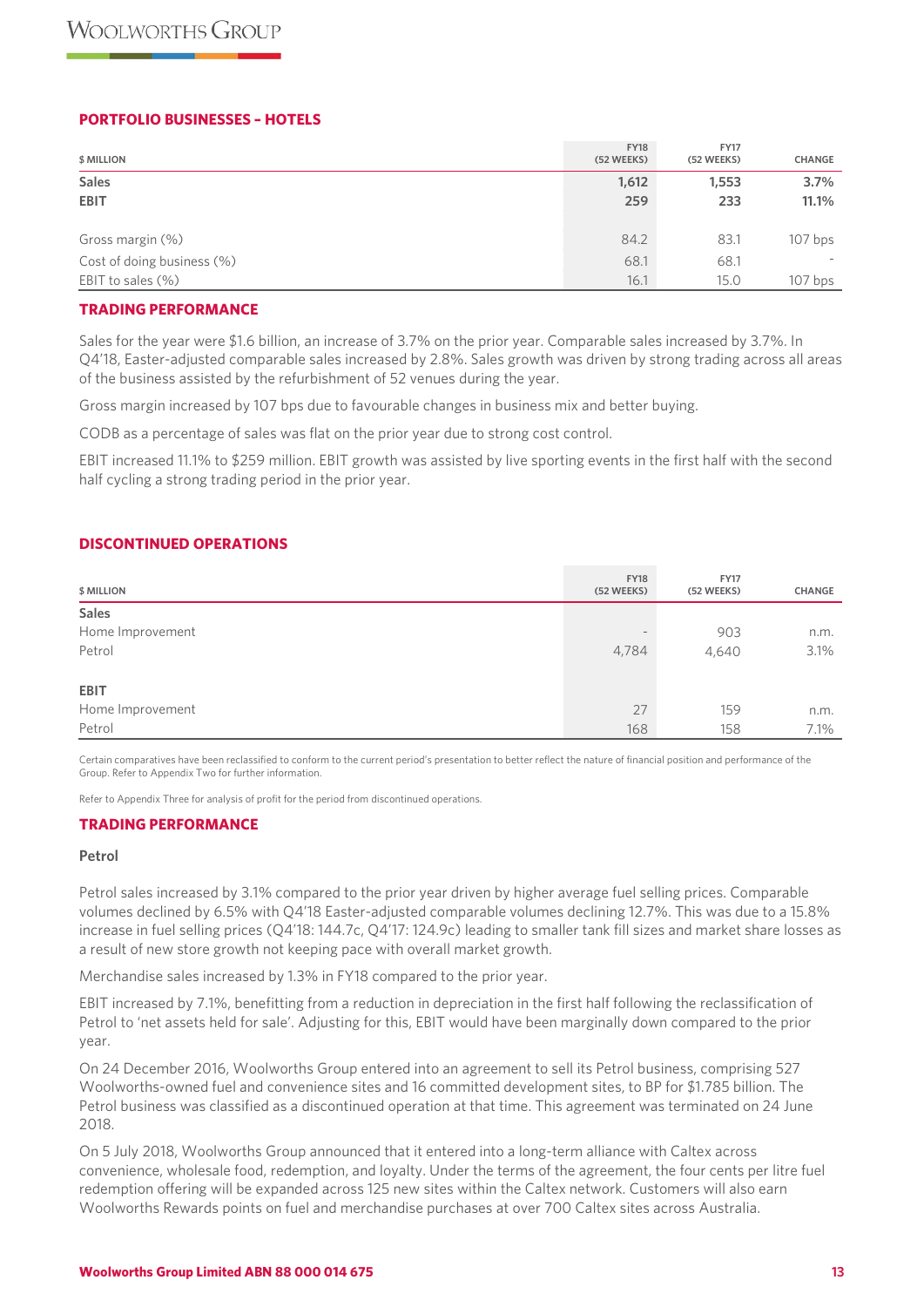## PORTFOLIO BUSINESSES – HOTELS

| $ MILLION | FY18 (52 WEEKS) | FY17 (52 WEEKS) | CHANGE |
|---|---|---|---|
| **Sales** | **1,612** | **1,553** | **3.7%** |
| **EBIT** | **259** | **233** | **11.1%** |
| Gross margin (%) | 84.2 | 83.1 | 107 bps |
| Cost of doing business (%) | 68.1 | 68.1 | - |
| EBIT to sales (%) | 16.1 | 15.0 | 107 bps |

### TRADING PERFORMANCE

Sales for the year were $1.6 billion, an increase of 3.7% on the prior year. Comparable sales increased by 3.7%. In Q4'18, Easter-adjusted comparable sales increased by 2.8%. Sales growth was driven by strong trading across all areas of the business assisted by the refurbishment of 52 venues during the year.

Gross margin increased by 107 bps due to favourable changes in business mix and better buying.

CODB as a percentage of sales was flat on the prior year due to strong cost control.

EBIT increased 11.1% to $259 million. EBIT growth was assisted by live sporting events in the first half with the second half cycling a strong trading period in the prior year.

## DISCONTINUED OPERATIONS

| $ MILLION | FY18 (52 WEEKS) | FY17 (52 WEEKS) | CHANGE |
|---|---|---|---|
| **Sales** | | | |
| Home Improvement | - | 903 | n.m. |
| Petrol | 4,784 | 4,640 | 3.1% |
| **EBIT** | | | |
| Home Improvement | 27 | 159 | n.m. |
| Petrol | 168 | 158 | 7.1% |

Certain comparatives have been reclassified to conform to the current period's presentation to better reflect the nature of financial position and performance of the Group. Refer to Appendix Two for further information.

Refer to Appendix Three for analysis of profit for the period from discontinued operations.

### TRADING PERFORMANCE

#### Petrol

Petrol sales increased by 3.1% compared to the prior year driven by higher average fuel selling prices. Comparable volumes declined by 6.5% with Q4'18 Easter-adjusted comparable volumes declining 12.7%. This was due to a 15.8% increase in fuel selling prices (Q4'18: 144.7c, Q4'17: 124.9c) leading to smaller tank fill sizes and market share losses as a result of new store growth not keeping pace with overall market growth.

Merchandise sales increased by 1.3% in FY18 compared to the prior year.

EBIT increased by 7.1%, benefitting from a reduction in depreciation in the first half following the reclassification of Petrol to 'net assets held for sale'. Adjusting for this, EBIT would have been marginally down compared to the prior year.

On 24 December 2016, Woolworths Group entered into an agreement to sell its Petrol business, comprising 527 Woolworths-owned fuel and convenience sites and 16 committed development sites, to BP for $1.785 billion. The Petrol business was classified as a discontinued operation at that time. This agreement was terminated on 24 June 2018.

On 5 July 2018, Woolworths Group announced that it entered into a long-term alliance with Caltex across convenience, wholesale food, redemption, and loyalty. Under the terms of the agreement, the four cents per litre fuel redemption offering will be expanded across 125 new sites within the Caltex network. Customers will also earn Woolworths Rewards points on fuel and merchandise purchases at over 700 Caltex sites across Australia.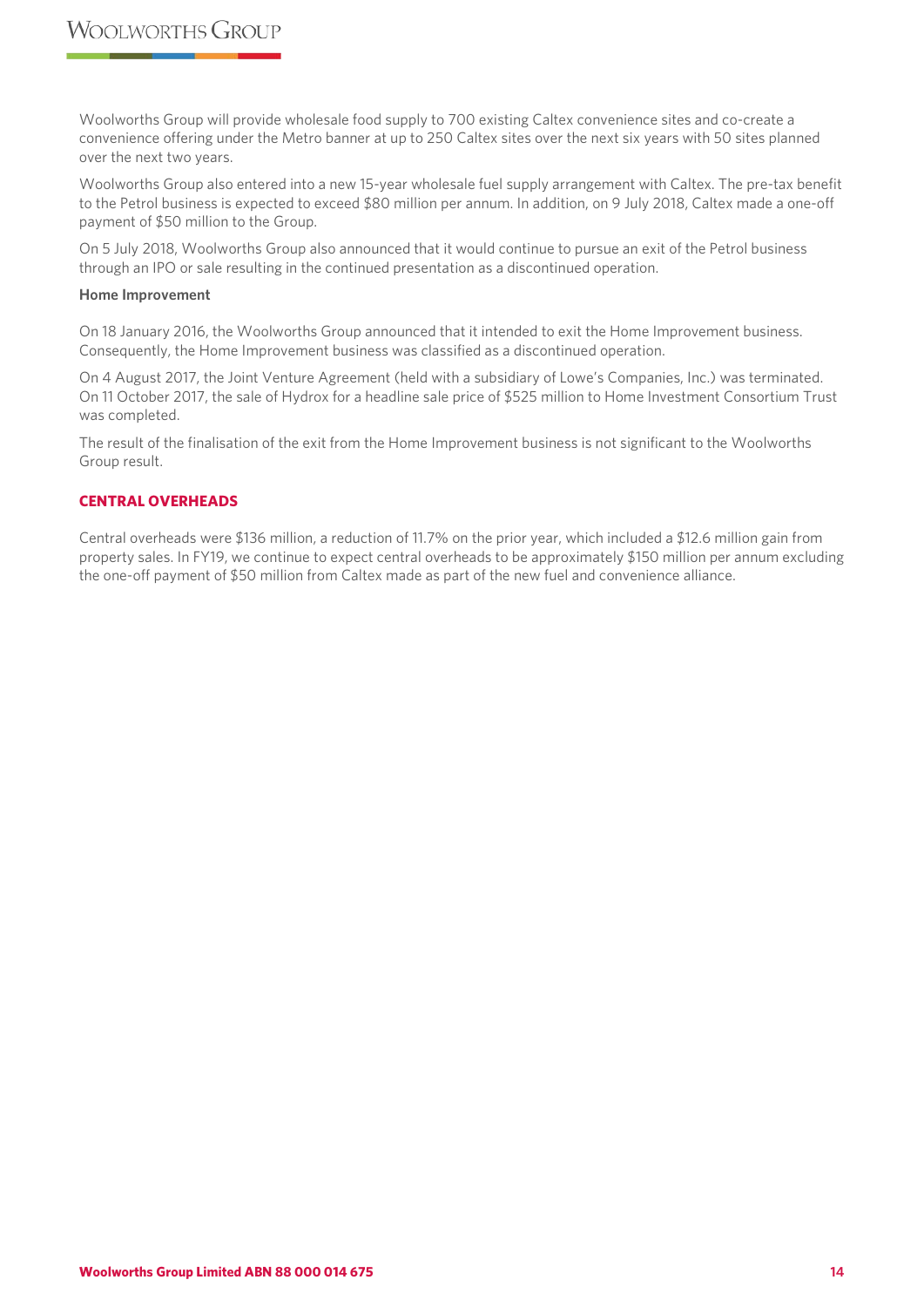Woolworths Group will provide wholesale food supply to 700 existing Caltex convenience sites and co-create a convenience offering under the Metro banner at up to 250 Caltex sites over the next six years with 50 sites planned over the next two years.

Woolworths Group also entered into a new 15-year wholesale fuel supply arrangement with Caltex. The pre-tax benefit to the Petrol business is expected to exceed $80 million per annum. In addition, on 9 July 2018, Caltex made a one-off payment of $50 million to the Group.

On 5 July 2018, Woolworths Group also announced that it would continue to pursue an exit of the Petrol business through an IPO or sale resulting in the continued presentation as a discontinued operation.

**Home Improvement**

On 18 January 2016, the Woolworths Group announced that it intended to exit the Home Improvement business. Consequently, the Home Improvement business was classified as a discontinued operation.

On 4 August 2017, the Joint Venture Agreement (held with a subsidiary of Lowe's Companies, Inc.) was terminated. On 11 October 2017, the sale of Hydrox for a headline sale price of $525 million to Home Investment Consortium Trust was completed.

The result of the finalisation of the exit from the Home Improvement business is not significant to the Woolworths Group result.

## CENTRAL OVERHEADS

Central overheads were $136 million, a reduction of 11.7% on the prior year, which included a $12.6 million gain from property sales. In FY19, we continue to expect central overheads to be approximately $150 million per annum excluding the one-off payment of $50 million from Caltex made as part of the new fuel and convenience alliance.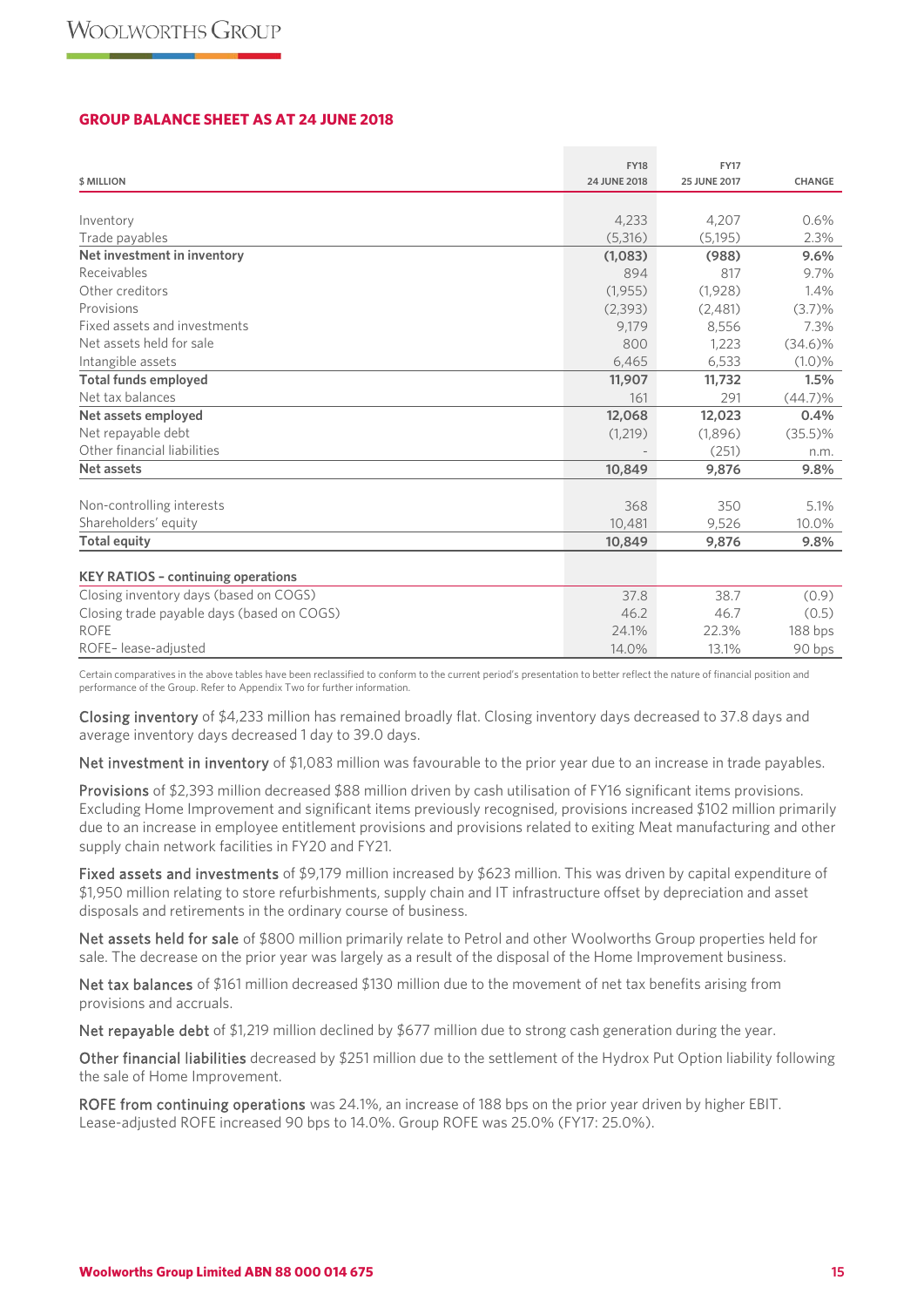## GROUP BALANCE SHEET AS AT 24 JUNE 2018

| $ MILLION | FY18 24 JUNE 2018 | FY17 25 JUNE 2017 | CHANGE |
|---|---|---|---|
| Inventory | 4,233 | 4,207 | 0.6% |
| Trade payables | (5,316) | (5,195) | 2.3% |
| **Net investment in inventory** | **(1,083)** | **(988)** | **9.6%** |
| Receivables | 894 | 817 | 9.7% |
| Other creditors | (1,955) | (1,928) | 1.4% |
| Provisions | (2,393) | (2,481) | (3.7)% |
| Fixed assets and investments | 9,179 | 8,556 | 7.3% |
| Net assets held for sale | 800 | 1,223 | (34.6)% |
| Intangible assets | 6,465 | 6,533 | (1.0)% |
| **Total funds employed** | **11,907** | **11,732** | **1.5%** |
| Net tax balances | 161 | 291 | (44.7)% |
| **Net assets employed** | **12,068** | **12,023** | **0.4%** |
| Net repayable debt | (1,219) | (1,896) | (35.5)% |
| Other financial liabilities | – | (251) | n.m. |
| **Net assets** | **10,849** | **9,876** | **9.8%** |
| | | | |
| Non-controlling interests | 368 | 350 | 5.1% |
| Shareholders' equity | 10,481 | 9,526 | 10.0% |
| **Total equity** | **10,849** | **9,876** | **9.8%** |
| | | | |
| **KEY RATIOS – continuing operations** | | | |
| Closing inventory days (based on COGS) | 37.8 | 38.7 | (0.9) |
| Closing trade payable days (based on COGS) | 46.2 | 46.7 | (0.5) |
| ROFE | 24.1% | 22.3% | 188 bps |
| ROFE– lease-adjusted | 14.0% | 13.1% | 90 bps |

Certain comparatives in the above tables have been reclassified to conform to the current period's presentation to better reflect the nature of financial position and performance of the Group. Refer to Appendix Two for further information.

Closing inventory of $4,233 million has remained broadly flat. Closing inventory days decreased to 37.8 days and average inventory days decreased 1 day to 39.0 days.

Net investment in inventory of $1,083 million was favourable to the prior year due to an increase in trade payables.

Provisions of $2,393 million decreased $88 million driven by cash utilisation of FY16 significant items provisions. Excluding Home Improvement and significant items previously recognised, provisions increased $102 million primarily due to an increase in employee entitlement provisions and provisions related to exiting Meat manufacturing and other supply chain network facilities in FY20 and FY21.

Fixed assets and investments of $9,179 million increased by $623 million. This was driven by capital expenditure of $1,950 million relating to store refurbishments, supply chain and IT infrastructure offset by depreciation and asset disposals and retirements in the ordinary course of business.

Net assets held for sale of $800 million primarily relate to Petrol and other Woolworths Group properties held for sale. The decrease on the prior year was largely as a result of the disposal of the Home Improvement business.

Net tax balances of $161 million decreased $130 million due to the movement of net tax benefits arising from provisions and accruals.

Net repayable debt of $1,219 million declined by $677 million due to strong cash generation during the year.

Other financial liabilities decreased by $251 million due to the settlement of the Hydrox Put Option liability following the sale of Home Improvement.

ROFE from continuing operations was 24.1%, an increase of 188 bps on the prior year driven by higher EBIT. Lease-adjusted ROFE increased 90 bps to 14.0%. Group ROFE was 25.0% (FY17: 25.0%).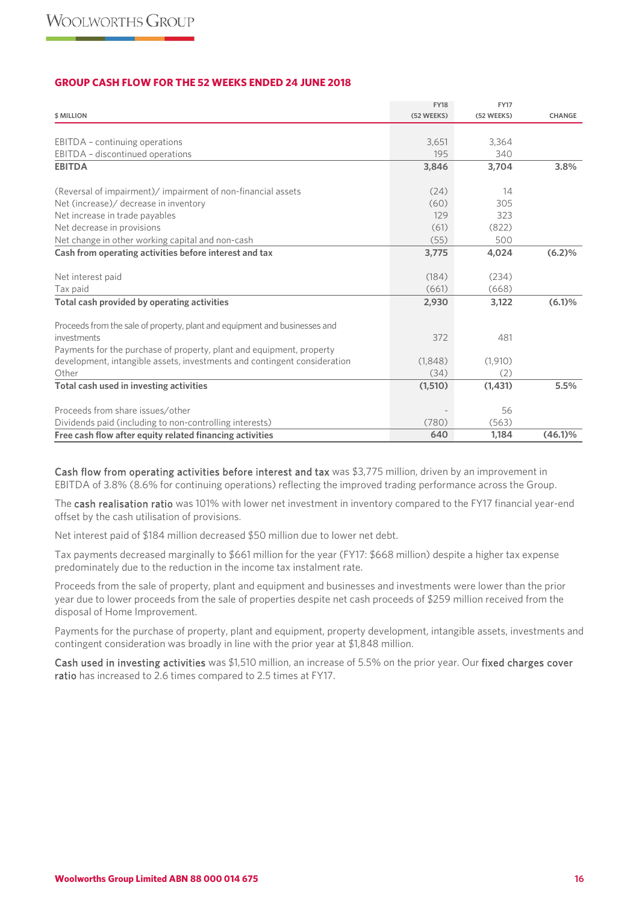## GROUP CASH FLOW FOR THE 52 WEEKS ENDED 24 JUNE 2018

| $ MILLION | FY18 (52 WEEKS) | FY17 (52 WEEKS) | CHANGE |
|---|---|---|---|
| EBITDA – continuing operations | 3,651 | 3,364 | |
| EBITDA – discontinued operations | 195 | 340 | |
| **EBITDA** | **3,846** | **3,704** | **3.8%** |
| (Reversal of impairment)/ impairment of non-financial assets | (24) | 14 | |
| Net (increase)/ decrease in inventory | (60) | 305 | |
| Net increase in trade payables | 129 | 323 | |
| Net decrease in provisions | (61) | (822) | |
| Net change in other working capital and non-cash | (55) | 500 | |
| **Cash from operating activities before interest and tax** | **3,775** | **4,024** | **(6.2)%** |
| Net interest paid | (184) | (234) | |
| Tax paid | (661) | (668) | |
| **Total cash provided by operating activities** | **2,930** | **3,122** | **(6.1)%** |
| Proceeds from the sale of property, plant and equipment and businesses and investments | 372 | 481 | |
| Payments for the purchase of property, plant and equipment, property development, intangible assets, investments and contingent consideration | (1,848) | (1,910) | |
| Other | (34) | (2) | |
| **Total cash used in investing activities** | **(1,510)** | **(1,431)** | **5.5%** |
| Proceeds from share issues/other | - | 56 | |
| Dividends paid (including to non-controlling interests) | (780) | (563) | |
| **Free cash flow after equity related financing activities** | **640** | **1,184** | **(46.1)%** |

**Cash flow from operating activities before interest and tax** was $3,775 million, driven by an improvement in EBITDA of 3.8% (8.6% for continuing operations) reflecting the improved trading performance across the Group.

The **cash realisation ratio** was 101% with lower net investment in inventory compared to the FY17 financial year-end offset by the cash utilisation of provisions.

Net interest paid of $184 million decreased $50 million due to lower net debt.

Tax payments decreased marginally to $661 million for the year (FY17: $668 million) despite a higher tax expense predominately due to the reduction in the income tax instalment rate.

Proceeds from the sale of property, plant and equipment and businesses and investments were lower than the prior year due to lower proceeds from the sale of properties despite net cash proceeds of $259 million received from the disposal of Home Improvement.

Payments for the purchase of property, plant and equipment, property development, intangible assets, investments and contingent consideration was broadly in line with the prior year at $1,848 million.

**Cash used in investing activities** was $1,510 million, an increase of 5.5% on the prior year. Our **fixed charges cover ratio** has increased to 2.6 times compared to 2.5 times at FY17.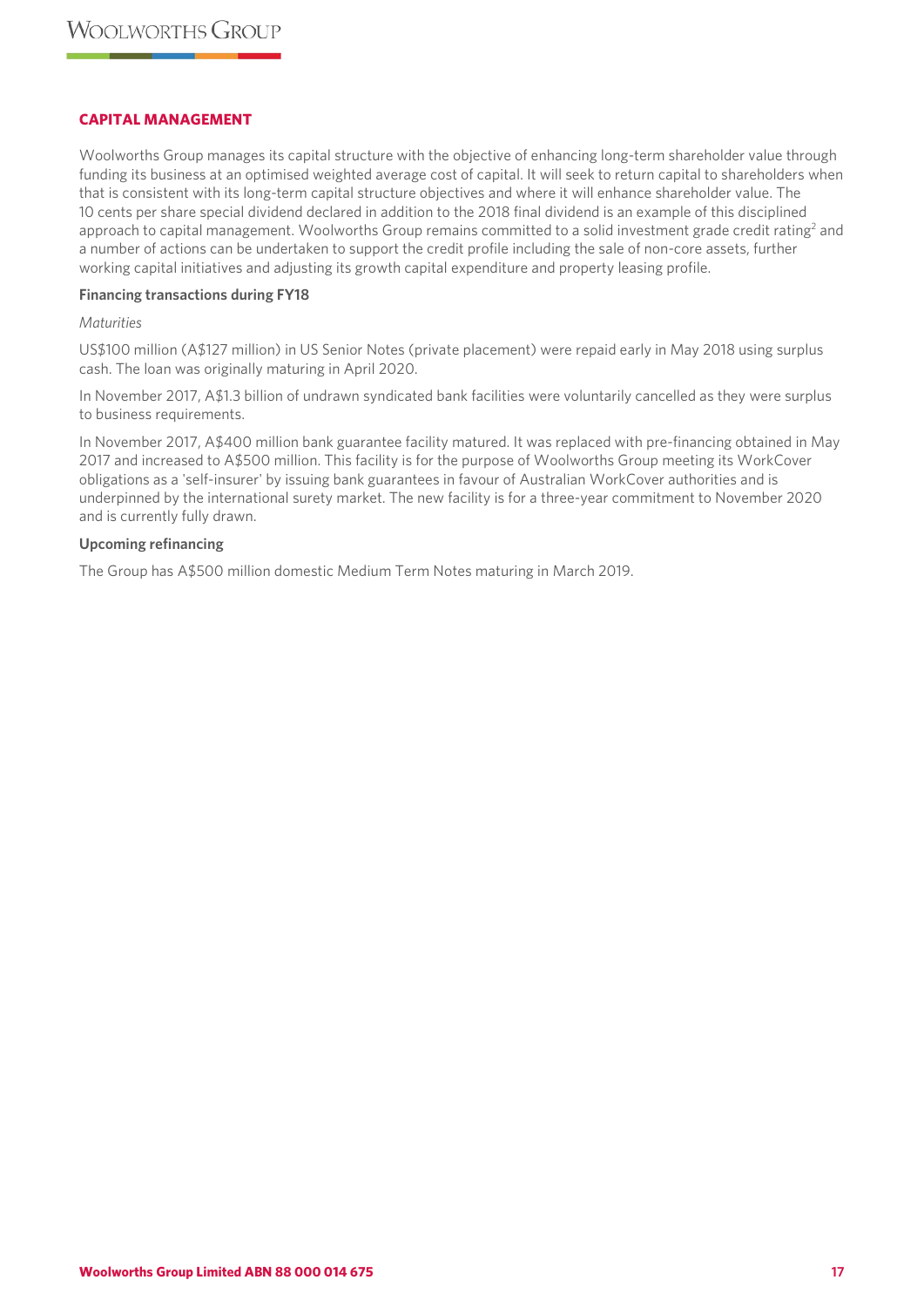## CAPITAL MANAGEMENT

Woolworths Group manages its capital structure with the objective of enhancing long-term shareholder value through funding its business at an optimised weighted average cost of capital. It will seek to return capital to shareholders when that is consistent with its long-term capital structure objectives and where it will enhance shareholder value. The 10 cents per share special dividend declared in addition to the 2018 final dividend is an example of this disciplined approach to capital management. Woolworths Group remains committed to a solid investment grade credit rating[2] and a number of actions can be undertaken to support the credit profile including the sale of non-core assets, further working capital initiatives and adjusting its growth capital expenditure and property leasing profile.

### Financing transactions during FY18

*Maturities*

US$100 million (A$127 million) in US Senior Notes (private placement) were repaid early in May 2018 using surplus cash. The loan was originally maturing in April 2020.

In November 2017, A$1.3 billion of undrawn syndicated bank facilities were voluntarily cancelled as they were surplus to business requirements.

In November 2017, A$400 million bank guarantee facility matured. It was replaced with pre-financing obtained in May 2017 and increased to A$500 million. This facility is for the purpose of Woolworths Group meeting its WorkCover obligations as a 'self-insurer' by issuing bank guarantees in favour of Australian WorkCover authorities and is underpinned by the international surety market. The new facility is for a three-year commitment to November 2020 and is currently fully drawn.

### Upcoming refinancing

The Group has A$500 million domestic Medium Term Notes maturing in March 2019.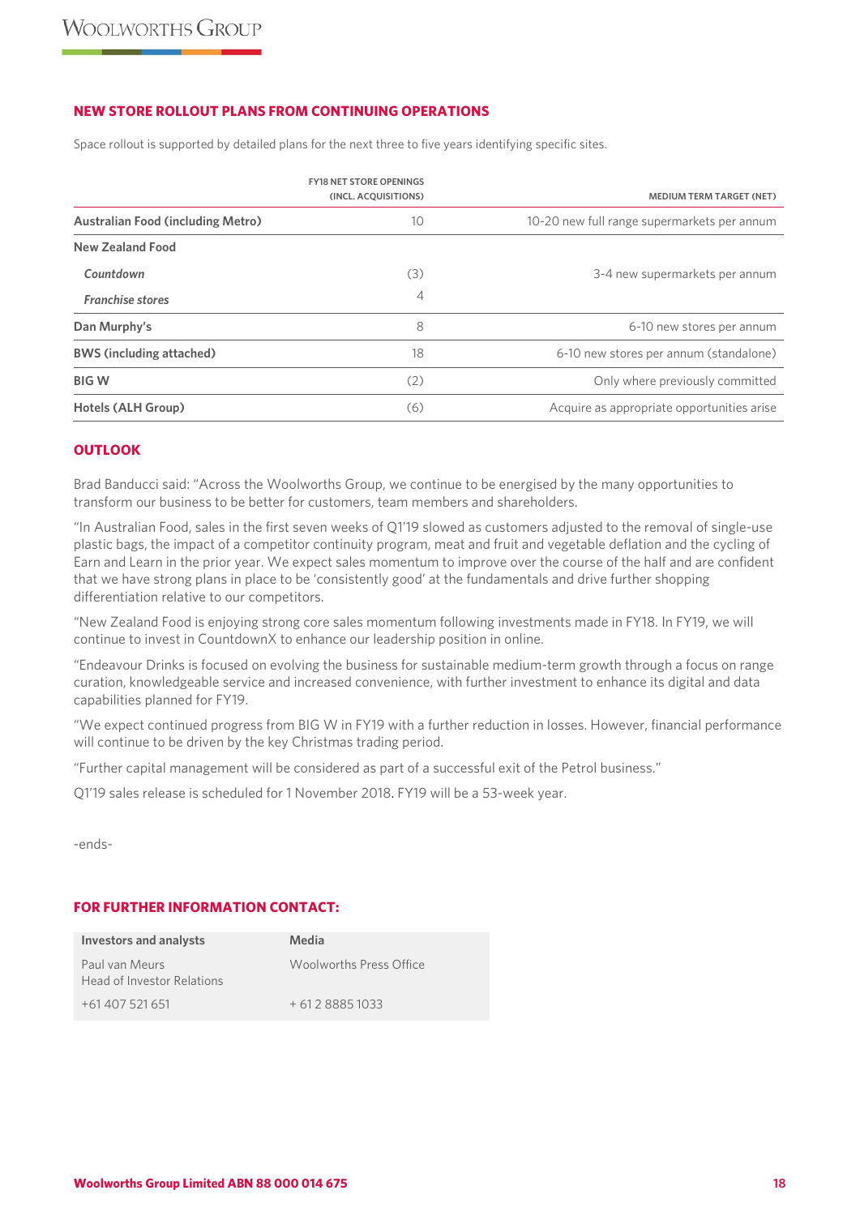## NEW STORE ROLLOUT PLANS FROM CONTINUING OPERATIONS

Space rollout is supported by detailed plans for the next three to five years identifying specific sites.

| | FY18 NET STORE OPENINGS (INCL. ACQUISITIONS) | MEDIUM TERM TARGET (NET) |
|---|---|---|
| **Australian Food (including Metro)** | 10 | 10-20 new full range supermarkets per annum |
| **New Zealand Food** | | |
| ***Countdown*** | (3) | 3-4 new supermarkets per annum |
| ***Franchise stores*** | 4 | |
| **Dan Murphy's** | 8 | 6-10 new stores per annum |
| **BWS (including attached)** | 18 | 6-10 new stores per annum (standalone) |
| **BIG W** | (2) | Only where previously committed |
| **Hotels (ALH Group)** | (6) | Acquire as appropriate opportunities arise |

## OUTLOOK

Brad Banducci said: "Across the Woolworths Group, we continue to be energised by the many opportunities to transform our business to be better for customers, team members and shareholders.

"In Australian Food, sales in the first seven weeks of Q1'19 slowed as customers adjusted to the removal of single-use plastic bags, the impact of a competitor continuity program, meat and fruit and vegetable deflation and the cycling of Earn and Learn in the prior year. We expect sales momentum to improve over the course of the half and are confident that we have strong plans in place to be 'consistently good' at the fundamentals and drive further shopping differentiation relative to our competitors.

"New Zealand Food is enjoying strong core sales momentum following investments made in FY18. In FY19, we will continue to invest in CountdownX to enhance our leadership position in online.

"Endeavour Drinks is focused on evolving the business for sustainable medium-term growth through a focus on range curation, knowledgeable service and increased convenience, with further investment to enhance its digital and data capabilities planned for FY19.

"We expect continued progress from BIG W in FY19 with a further reduction in losses. However, financial performance will continue to be driven by the key Christmas trading period.

"Further capital management will be considered as part of a successful exit of the Petrol business."

Q1'19 sales release is scheduled for 1 November 2018. FY19 will be a 53-week year.

-ends-

## FOR FURTHER INFORMATION CONTACT:

| Investors and analysts | Media |
|---|---|
| Paul van Meurs<br>Head of Investor Relations | Woolworths Press Office |
| +61 407 521 651 | + 61 2 8885 1033 |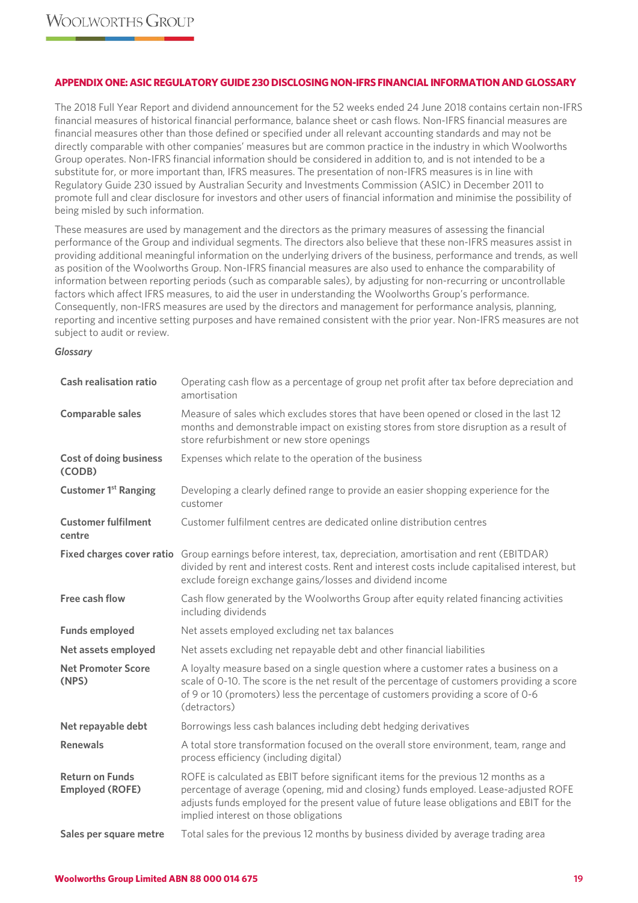## APPENDIX ONE: ASIC REGULATORY GUIDE 230 DISCLOSING NON-IFRS FINANCIAL INFORMATION AND GLOSSARY

The 2018 Full Year Report and dividend announcement for the 52 weeks ended 24 June 2018 contains certain non-IFRS financial measures of historical financial performance, balance sheet or cash flows. Non-IFRS financial measures are financial measures other than those defined or specified under all relevant accounting standards and may not be directly comparable with other companies' measures but are common practice in the industry in which Woolworths Group operates. Non-IFRS financial information should be considered in addition to, and is not intended to be a substitute for, or more important than, IFRS measures. The presentation of non-IFRS measures is in line with Regulatory Guide 230 issued by Australian Security and Investments Commission (ASIC) in December 2011 to promote full and clear disclosure for investors and other users of financial information and minimise the possibility of being misled by such information.

These measures are used by management and the directors as the primary measures of assessing the financial performance of the Group and individual segments. The directors also believe that these non-IFRS measures assist in providing additional meaningful information on the underlying drivers of the business, performance and trends, as well as position of the Woolworths Group. Non-IFRS financial measures are also used to enhance the comparability of information between reporting periods (such as comparable sales), by adjusting for non-recurring or uncontrollable factors which affect IFRS measures, to aid the user in understanding the Woolworths Group's performance. Consequently, non-IFRS measures are used by the directors and management for performance analysis, planning, reporting and incentive setting purposes and have remained consistent with the prior year. Non-IFRS measures are not subject to audit or review.

***Glossary***

| | |
|---|---|
| **Cash realisation ratio** | Operating cash flow as a percentage of group net profit after tax before depreciation and amortisation |
| **Comparable sales** | Measure of sales which excludes stores that have been opened or closed in the last 12 months and demonstrable impact on existing stores from store disruption as a result of store refurbishment or new store openings |
| **Cost of doing business (CODB)** | Expenses which relate to the operation of the business |
| **Customer 1st Ranging** | Developing a clearly defined range to provide an easier shopping experience for the customer |
| **Customer fulfilment centre** | Customer fulfilment centres are dedicated online distribution centres |
| **Fixed charges cover ratio** | Group earnings before interest, tax, depreciation, amortisation and rent (EBITDAR) divided by rent and interest costs. Rent and interest costs include capitalised interest, but exclude foreign exchange gains/losses and dividend income |
| **Free cash flow** | Cash flow generated by the Woolworths Group after equity related financing activities including dividends |
| **Funds employed** | Net assets employed excluding net tax balances |
| **Net assets employed** | Net assets excluding net repayable debt and other financial liabilities |
| **Net Promoter Score (NPS)** | A loyalty measure based on a single question where a customer rates a business on a scale of 0-10. The score is the net result of the percentage of customers providing a score of 9 or 10 (promoters) less the percentage of customers providing a score of 0-6 (detractors) |
| **Net repayable debt** | Borrowings less cash balances including debt hedging derivatives |
| **Renewals** | A total store transformation focused on the overall store environment, team, range and process efficiency (including digital) |
| **Return on Funds Employed (ROFE)** | ROFE is calculated as EBIT before significant items for the previous 12 months as a percentage of average (opening, mid and closing) funds employed. Lease-adjusted ROFE adjusts funds employed for the present value of future lease obligations and EBIT for the implied interest on those obligations |
| **Sales per square metre** | Total sales for the previous 12 months by business divided by average trading area |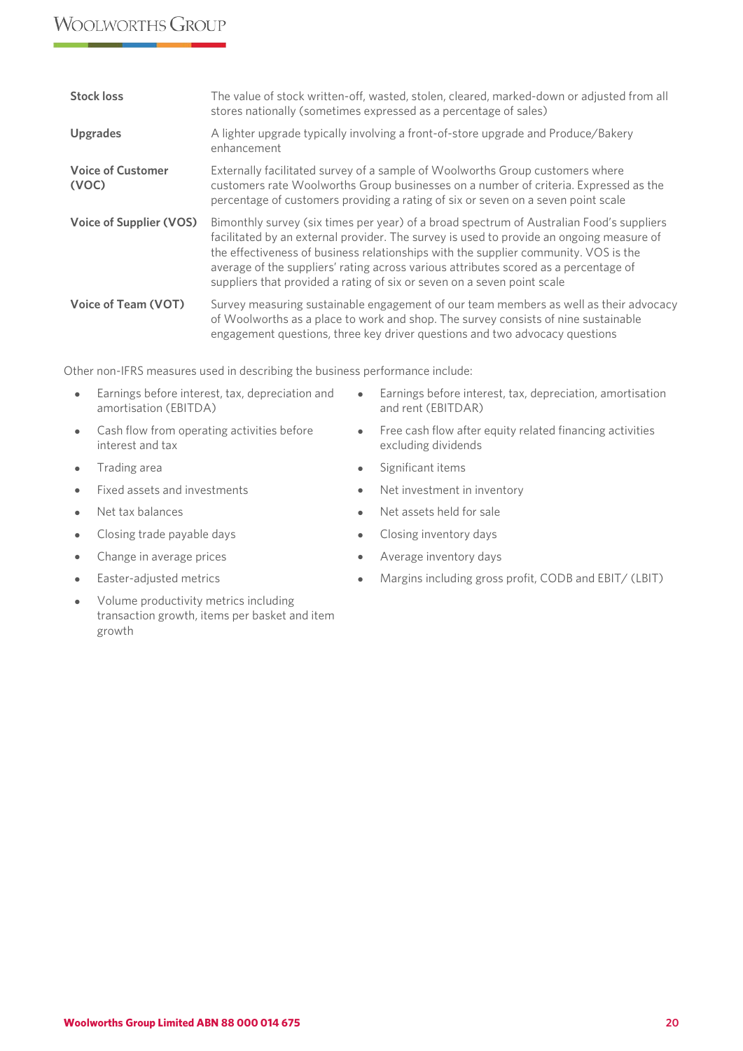| | |
|---|---|
| **Stock loss** | The value of stock written-off, wasted, stolen, cleared, marked-down or adjusted from all stores nationally (sometimes expressed as a percentage of sales) |
| **Upgrades** | A lighter upgrade typically involving a front-of-store upgrade and Produce/Bakery enhancement |
| **Voice of Customer (VOC)** | Externally facilitated survey of a sample of Woolworths Group customers where customers rate Woolworths Group businesses on a number of criteria. Expressed as the percentage of customers providing a rating of six or seven on a seven point scale |
| **Voice of Supplier (VOS)** | Bimonthly survey (six times per year) of a broad spectrum of Australian Food's suppliers facilitated by an external provider. The survey is used to provide an ongoing measure of the effectiveness of business relationships with the supplier community. VOS is the average of the suppliers' rating across various attributes scored as a percentage of suppliers that provided a rating of six or seven on a seven point scale |
| **Voice of Team (VOT)** | Survey measuring sustainable engagement of our team members as well as their advocacy of Woolworths as a place to work and shop. The survey consists of nine sustainable engagement questions, three key driver questions and two advocacy questions |

Other non-IFRS measures used in describing the business performance include:

- Earnings before interest, tax, depreciation and amortisation (EBITDA)
- Cash flow from operating activities before interest and tax
- Trading area
- Fixed assets and investments
- Net tax balances
- Closing trade payable days
- Change in average prices
- Easter-adjusted metrics
- Volume productivity metrics including transaction growth, items per basket and item growth
- Earnings before interest, tax, depreciation, amortisation and rent (EBITDAR)
- Free cash flow after equity related financing activities excluding dividends
- Significant items
- Net investment in inventory
- Net assets held for sale
- Closing inventory days
- Average inventory days
- Margins including gross profit, CODB and EBIT/ (LBIT)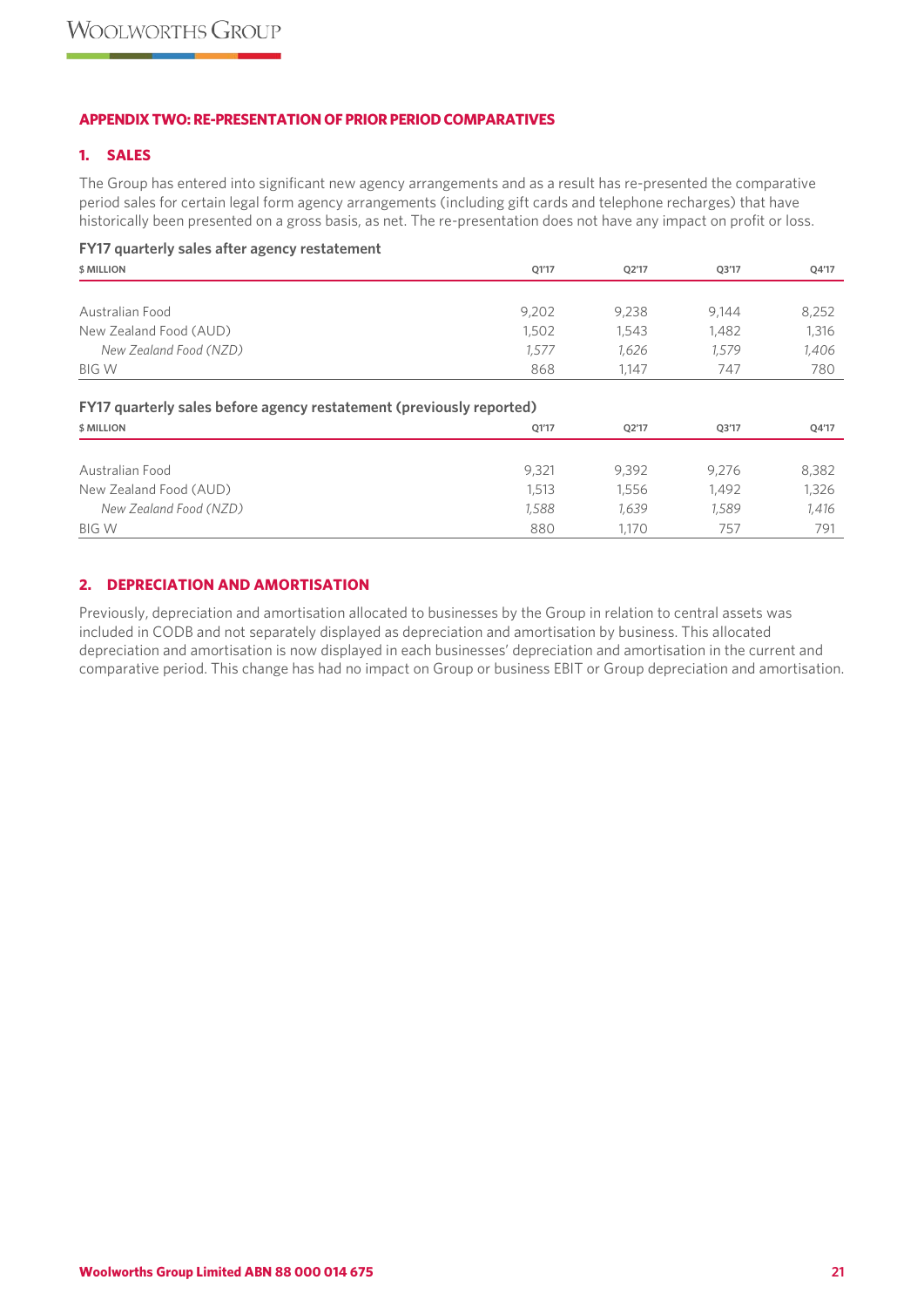## APPENDIX TWO: RE-PRESENTATION OF PRIOR PERIOD COMPARATIVES

### 1. SALES

The Group has entered into significant new agency arrangements and as a result has re-presented the comparative period sales for certain legal form agency arrangements (including gift cards and telephone recharges) that have historically been presented on a gross basis, as net. The re-presentation does not have any impact on profit or loss.

**FY17 quarterly sales after agency restatement**

| $ MILLION | Q1'17 | Q2'17 | Q3'17 | Q4'17 |
|---|---|---|---|---|
| Australian Food | 9,202 | 9,238 | 9,144 | 8,252 |
| New Zealand Food (AUD) | 1,502 | 1,543 | 1,482 | 1,316 |
| *New Zealand Food (NZD)* | *1,577* | *1,626* | *1,579* | *1,406* |
| BIG W | 868 | 1,147 | 747 | 780 |

**FY17 quarterly sales before agency restatement (previously reported)**

| $ MILLION | Q1'17 | Q2'17 | Q3'17 | Q4'17 |
|---|---|---|---|---|
| Australian Food | 9,321 | 9,392 | 9,276 | 8,382 |
| New Zealand Food (AUD) | 1,513 | 1,556 | 1,492 | 1,326 |
| *New Zealand Food (NZD)* | *1,588* | *1,639* | *1,589* | *1,416* |
| BIG W | 880 | 1,170 | 757 | 791 |

### 2. DEPRECIATION AND AMORTISATION

Previously, depreciation and amortisation allocated to businesses by the Group in relation to central assets was included in CODB and not separately displayed as depreciation and amortisation by business. This allocated depreciation and amortisation is now displayed in each businesses' depreciation and amortisation in the current and comparative period. This change has had no impact on Group or business EBIT or Group depreciation and amortisation.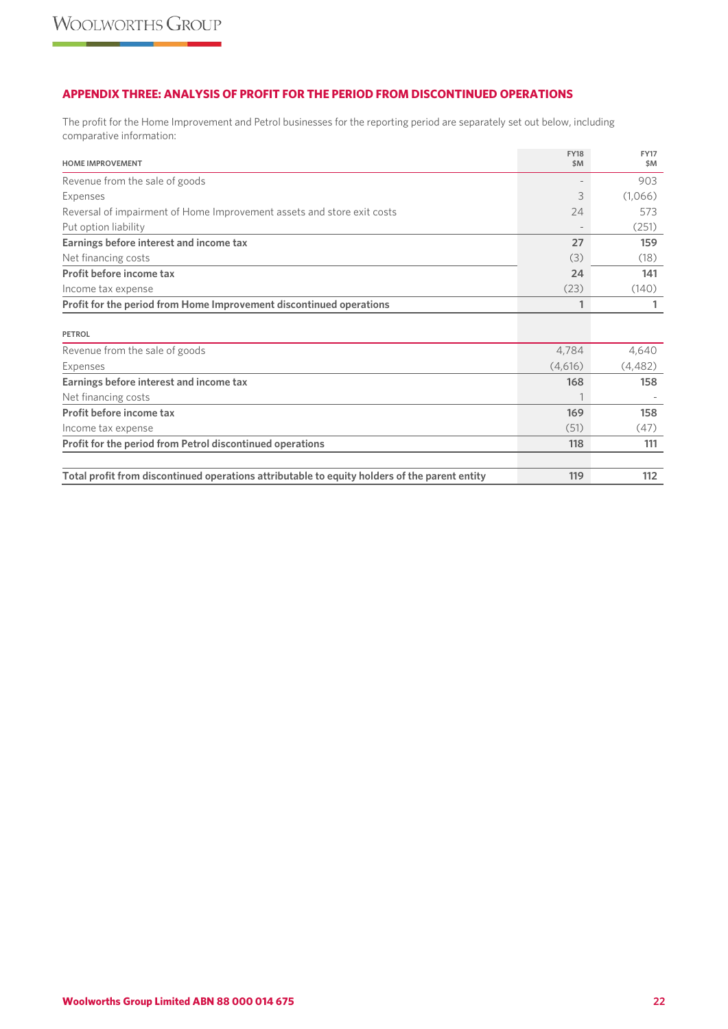## APPENDIX THREE: ANALYSIS OF PROFIT FOR THE PERIOD FROM DISCONTINUED OPERATIONS

The profit for the Home Improvement and Petrol businesses for the reporting period are separately set out below, including comparative information:

| HOME IMPROVEMENT | FY18 $M | FY17 $M |
|---|---|---|
| Revenue from the sale of goods | - | 903 |
| Expenses | 3 | (1,066) |
| Reversal of impairment of Home Improvement assets and store exit costs | 24 | 573 |
| Put option liability | - | (251) |
| **Earnings before interest and income tax** | **27** | **159** |
| Net financing costs | (3) | (18) |
| **Profit before income tax** | **24** | **141** |
| Income tax expense | (23) | (140) |
| **Profit for the period from Home Improvement discontinued operations** | **1** | **1** |
| | | |
| **PETROL** | | |
| Revenue from the sale of goods | 4,784 | 4,640 |
| Expenses | (4,616) | (4,482) |
| **Earnings before interest and income tax** | **168** | **158** |
| Net financing costs | 1 | - |
| **Profit before income tax** | **169** | **158** |
| Income tax expense | (51) | (47) |
| **Profit for the period from Petrol discontinued operations** | **118** | **111** |
| | | |
| **Total profit from discontinued operations attributable to equity holders of the parent entity** | **119** | **112** |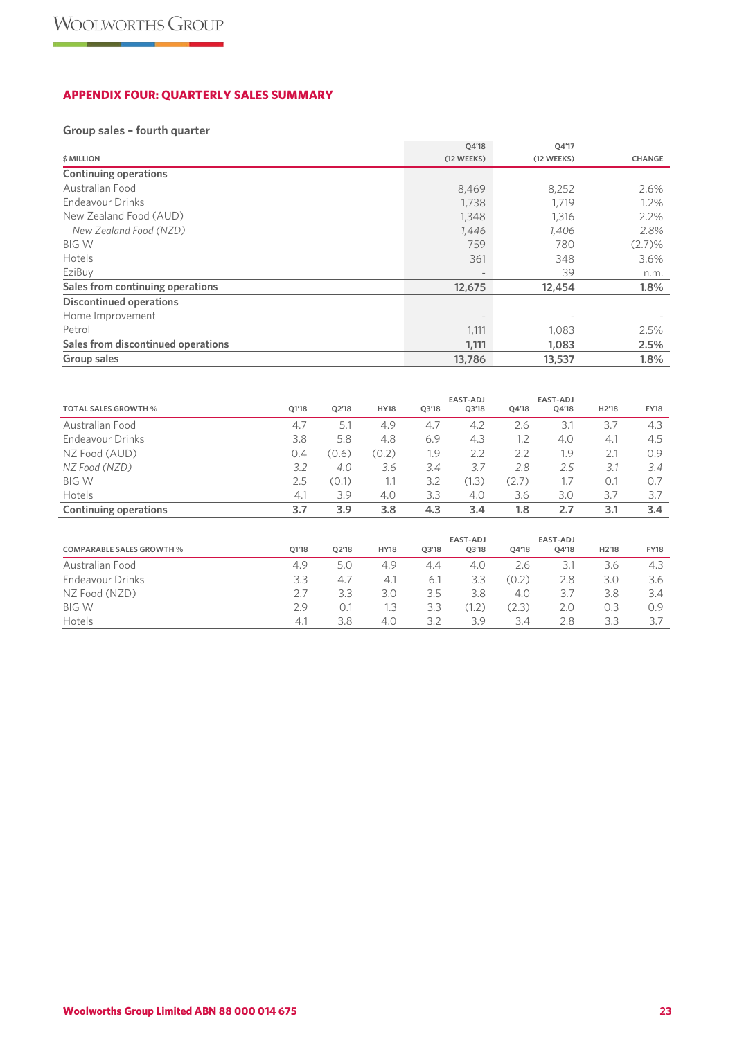## APPENDIX FOUR: QUARTERLY SALES SUMMARY

### Group sales – fourth quarter

| $ MILLION | Q4'18 (12 WEEKS) | Q4'17 (12 WEEKS) | CHANGE |
|---|---|---|---|
| **Continuing operations** | | | |
| Australian Food | 8,469 | 8,252 | 2.6% |
| Endeavour Drinks | 1,738 | 1,719 | 1.2% |
| New Zealand Food (AUD) | 1,348 | 1,316 | 2.2% |
| *New Zealand Food (NZD)* | *1,446* | *1,406* | *2.8%* |
| BIG W | 759 | 780 | (2.7)% |
| Hotels | 361 | 348 | 3.6% |
| EziBuy | - | 39 | n.m. |
| **Sales from continuing operations** | **12,675** | **12,454** | **1.8%** |
| **Discontinued operations** | | | |
| Home Improvement | - | - | - |
| Petrol | 1,111 | 1,083 | 2.5% |
| **Sales from discontinued operations** | **1,111** | **1,083** | **2.5%** |
| **Group sales** | **13,786** | **13,537** | **1.8%** |

| TOTAL SALES GROWTH % | Q1'18 | Q2'18 | HY18 | Q3'18 | EAST-ADJ Q3'18 | Q4'18 | EAST-ADJ Q4'18 | H2'18 | FY18 |
|---|---|---|---|---|---|---|---|---|---|
| Australian Food | 4.7 | 5.1 | 4.9 | 4.7 | 4.2 | 2.6 | 3.1 | 3.7 | 4.3 |
| Endeavour Drinks | 3.8 | 5.8 | 4.8 | 6.9 | 4.3 | 1.2 | 4.0 | 4.1 | 4.5 |
| NZ Food (AUD) | 0.4 | (0.6) | (0.2) | 1.9 | 2.2 | 2.2 | 1.9 | 2.1 | 0.9 |
| *NZ Food (NZD)* | *3.2* | *4.0* | *3.6* | *3.4* | *3.7* | *2.8* | *2.5* | *3.1* | *3.4* |
| BIG W | 2.5 | (0.1) | 1.1 | 3.2 | (1.3) | (2.7) | 1.7 | 0.1 | 0.7 |
| Hotels | 4.1 | 3.9 | 4.0 | 3.3 | 4.0 | 3.6 | 3.0 | 3.7 | 3.7 |
| **Continuing operations** | **3.7** | **3.9** | **3.8** | **4.3** | **3.4** | **1.8** | **2.7** | **3.1** | **3.4** |

| COMPARABLE SALES GROWTH % | Q1'18 | Q2'18 | HY18 | Q3'18 | EAST-ADJ Q3'18 | Q4'18 | EAST-ADJ Q4'18 | H2'18 | FY18 |
|---|---|---|---|---|---|---|---|---|---|
| Australian Food | 4.9 | 5.0 | 4.9 | 4.4 | 4.0 | 2.6 | 3.1 | 3.6 | 4.3 |
| Endeavour Drinks | 3.3 | 4.7 | 4.1 | 6.1 | 3.3 | (0.2) | 2.8 | 3.0 | 3.6 |
| NZ Food (NZD) | 2.7 | 3.3 | 3.0 | 3.5 | 3.8 | 4.0 | 3.7 | 3.8 | 3.4 |
| BIG W | 2.9 | 0.1 | 1.3 | 3.3 | (1.2) | (2.3) | 2.0 | 0.3 | 0.9 |
| Hotels | 4.1 | 3.8 | 4.0 | 3.2 | 3.9 | 3.4 | 2.8 | 3.3 | 3.7 |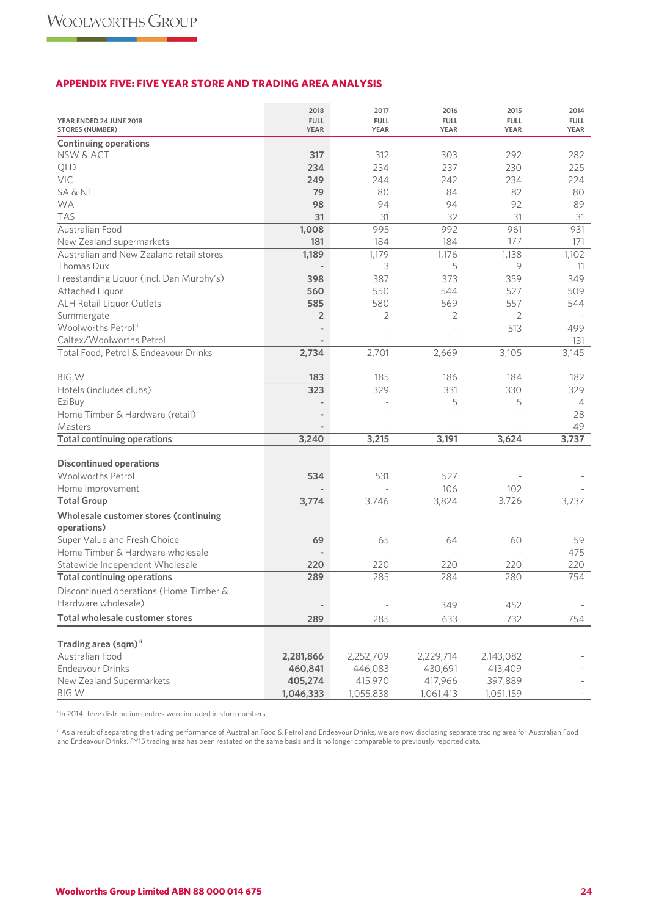## APPENDIX FIVE: FIVE YEAR STORE AND TRADING AREA ANALYSIS

| YEAR ENDED 24 JUNE 2018<br>STORES (NUMBER) | 2018<br>FULL<br>YEAR | 2017<br>FULL<br>YEAR | 2016<br>FULL<br>YEAR | 2015<br>FULL<br>YEAR | 2014<br>FULL<br>YEAR |
|---|---|---|---|---|---|
| **Continuing operations** | | | | | |
| NSW & ACT | **317** | 312 | 303 | 292 | 282 |
| QLD | **234** | 234 | 237 | 230 | 225 |
| VIC | **249** | 244 | 242 | 234 | 224 |
| SA & NT | **79** | 80 | 84 | 82 | 80 |
| WA | **98** | 94 | 94 | 92 | 89 |
| TAS | **31** | 31 | 32 | 31 | 31 |
| Australian Food | **1,008** | 995 | 992 | 961 | 931 |
| New Zealand supermarkets | **181** | 184 | 184 | 177 | 171 |
| Australian and New Zealand retail stores | **1,189** | 1,179 | 1,176 | 1,138 | 1,102 |
| Thomas Dux | **-** | 3 | 5 | 9 | 11 |
| Freestanding Liquor (incl. Dan Murphy's) | **398** | 387 | 373 | 359 | 349 |
| Attached Liquor | **560** | 550 | 544 | 527 | 509 |
| ALH Retail Liquor Outlets | **585** | 580 | 569 | 557 | 544 |
| Summergate | **2** | 2 | 2 | 2 | - |
| Woolworths Petrol [i] | **-** | - | - | 513 | 499 |
| Caltex/Woolworths Petrol | **-** | - | - | - | 131 |
| Total Food, Petrol & Endeavour Drinks | **2,734** | 2,701 | 2,669 | 3,105 | 3,145 |
| | | | | | |
| BIG W | **183** | 185 | 186 | 184 | 182 |
| Hotels (includes clubs) | **323** | 329 | 331 | 330 | 329 |
| EziBuy | **-** | - | 5 | 5 | 4 |
| Home Timber & Hardware (retail) | **-** | - | - | - | 28 |
| Masters | **-** | - | - | - | 49 |
| **Total continuing operations** | **3,240** | **3,215** | **3,191** | **3,624** | **3,737** |
| | | | | | |
| **Discontinued operations** | | | | | |
| Woolworths Petrol | **534** | 531 | 527 | - | - |
| Home Improvement | **-** | - | 106 | 102 | - |
| **Total Group** | **3,774** | 3,746 | 3,824 | 3,726 | 3,737 |
| **Wholesale customer stores (continuing operations)** | | | | | |
| Super Value and Fresh Choice | **69** | 65 | 64 | 60 | 59 |
| Home Timber & Hardware wholesale | **-** | - | - | - | 475 |
| Statewide Independent Wholesale | **220** | 220 | 220 | 220 | 220 |
| **Total continuing operations** | **289** | 285 | 284 | 280 | 754 |
| Discontinued operations (Home Timber & Hardware wholesale) | **-** | - | 349 | 452 | - |
| **Total wholesale customer stores** | **289** | 285 | 633 | 732 | 754 |
| | | | | | |
| **Trading area (sqm)** [ii] | | | | | |
| Australian Food | **2,281,866** | 2,252,709 | 2,229,714 | 2,143,082 | - |
| Endeavour Drinks | **460,841** | 446,083 | 430,691 | 413,409 | - |
| New Zealand Supermarkets | **405,274** | 415,970 | 417,966 | 397,889 | - |
| BIG W | **1,046,333** | 1,055,838 | 1,061,413 | 1,051,159 | - |

[i] In 2014 three distribution centres were included in store numbers.

[ii] As a result of separating the trading performance of Australian Food & Petrol and Endeavour Drinks, we are now disclosing separate trading area for Australian Food and Endeavour Drinks. FY15 trading area has been restated on the same basis and is no longer comparable to previously reported data.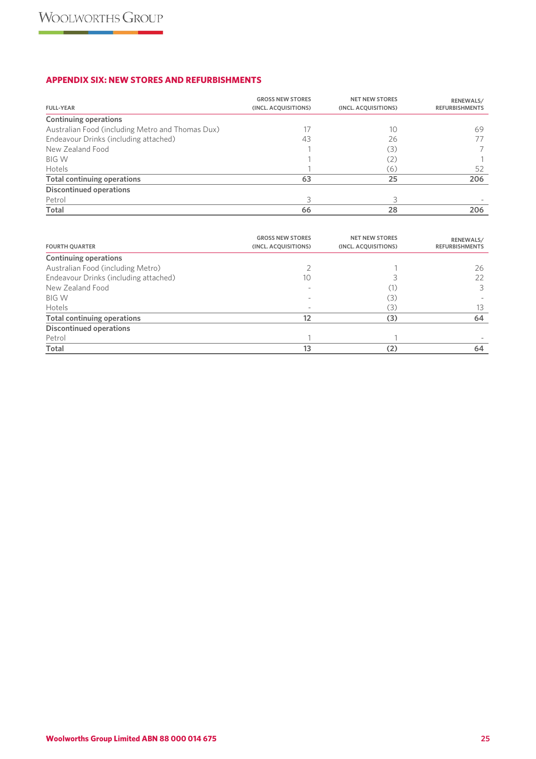## APPENDIX SIX: NEW STORES AND REFURBISHMENTS

| FULL-YEAR | GROSS NEW STORES (INCL. ACQUISITIONS) | NET NEW STORES (INCL. ACQUISITIONS) | RENEWALS/ REFURBISHMENTS |
|---|---|---|---|
| **Continuing operations** | | | |
| Australian Food (including Metro and Thomas Dux) | 17 | 10 | 69 |
| Endeavour Drinks (including attached) | 43 | 26 | 77 |
| New Zealand Food | 1 | (3) | 7 |
| BIG W | 1 | (2) | 1 |
| Hotels | 1 | (6) | 52 |
| **Total continuing operations** | **63** | **25** | **206** |
| **Discontinued operations** | | | |
| Petrol | 3 | 3 | - |
| **Total** | **66** | **28** | **206** |

| FOURTH QUARTER | GROSS NEW STORES (INCL. ACQUISITIONS) | NET NEW STORES (INCL. ACQUISITIONS) | RENEWALS/ REFURBISHMENTS |
|---|---|---|---|
| **Continuing operations** | | | |
| Australian Food (including Metro) | 2 | 1 | 26 |
| Endeavour Drinks (including attached) | 10 | 3 | 22 |
| New Zealand Food | - | (1) | 3 |
| BIG W | - | (3) | - |
| Hotels | - | (3) | 13 |
| **Total continuing operations** | **12** | **(3)** | **64** |
| **Discontinued operations** | | | |
| Petrol | 1 | 1 | - |
| **Total** | **13** | **(2)** | **64** |

**Woolworths Group Limited ABN 88 000 014 675**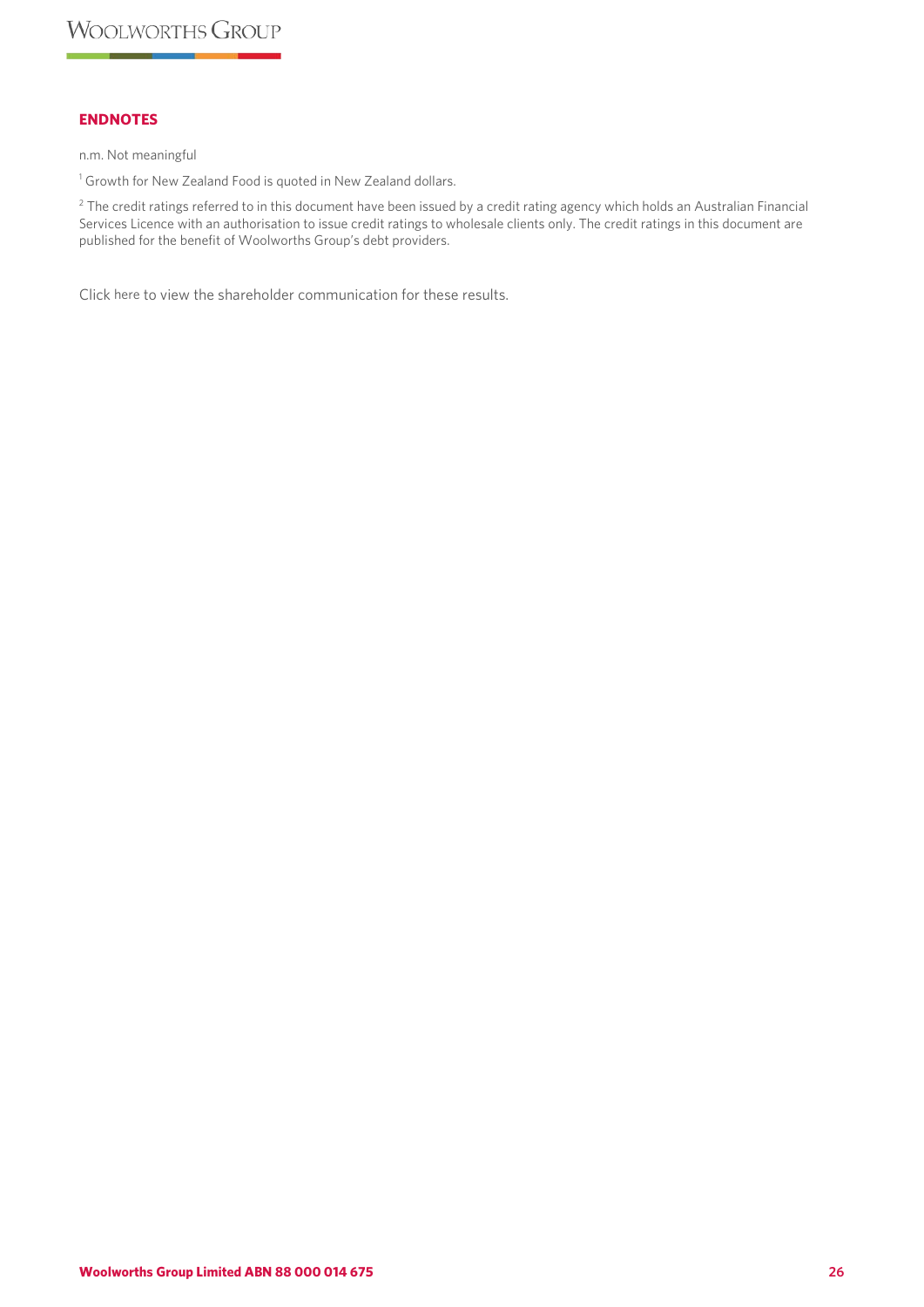## ENDNOTES

n.m. Not meaningful

[1] Growth for New Zealand Food is quoted in New Zealand dollars.

[2] The credit ratings referred to in this document have been issued by a credit rating agency which holds an Australian Financial Services Licence with an authorisation to issue credit ratings to wholesale clients only. The credit ratings in this document are published for the benefit of Woolworths Group's debt providers.

Click here to view the shareholder communication for these results.